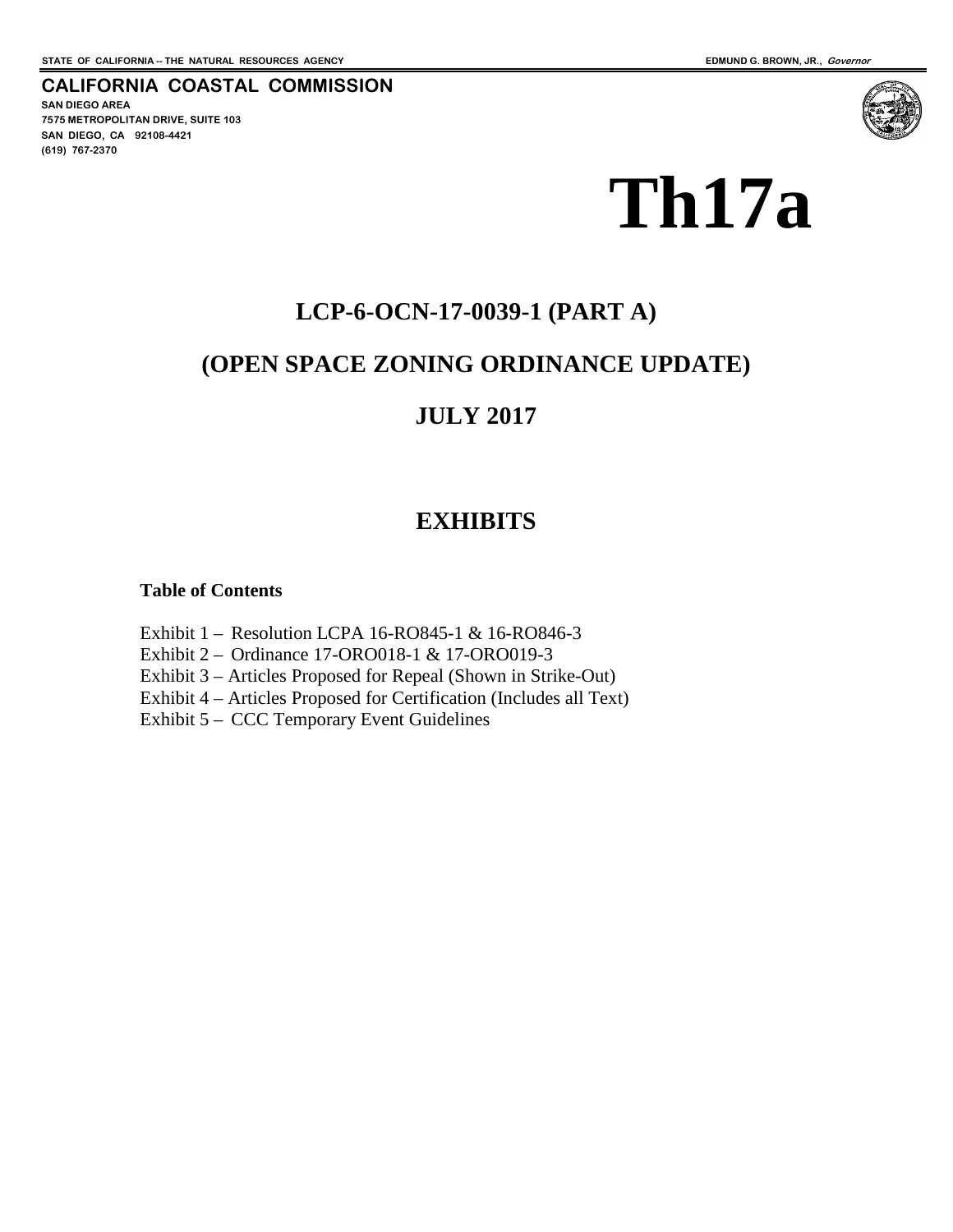STATE OF CALIFORNIA -- THE NATURAL RESOURCES AGENCY

EDMUND G. BROWN, JR., *Governor*

**CALIFORNIA COASTAL COMMISSION**

SAN DIEGO AREA
7575 METROPOLITAN DRIVE, SUITE 103
SAN DIEGO, CA 92108-4421
(619) 767-2370

# Th17a

## LCP-6-OCN-17-0039-1 (PART A)

## (OPEN SPACE ZONING ORDINANCE UPDATE)

## JULY 2017

## EXHIBITS

**Table of Contents**

Exhibit 1 – Resolution LCPA 16-RO845-1 & 16-RO846-3
Exhibit 2 – Ordinance 17-ORO018-1 & 17-ORO019-3
Exhibit 3 – Articles Proposed for Repeal (Shown in Strike-Out)
Exhibit 4 – Articles Proposed for Certification (Includes all Text)
Exhibit 5 – CCC Temporary Event Guidelines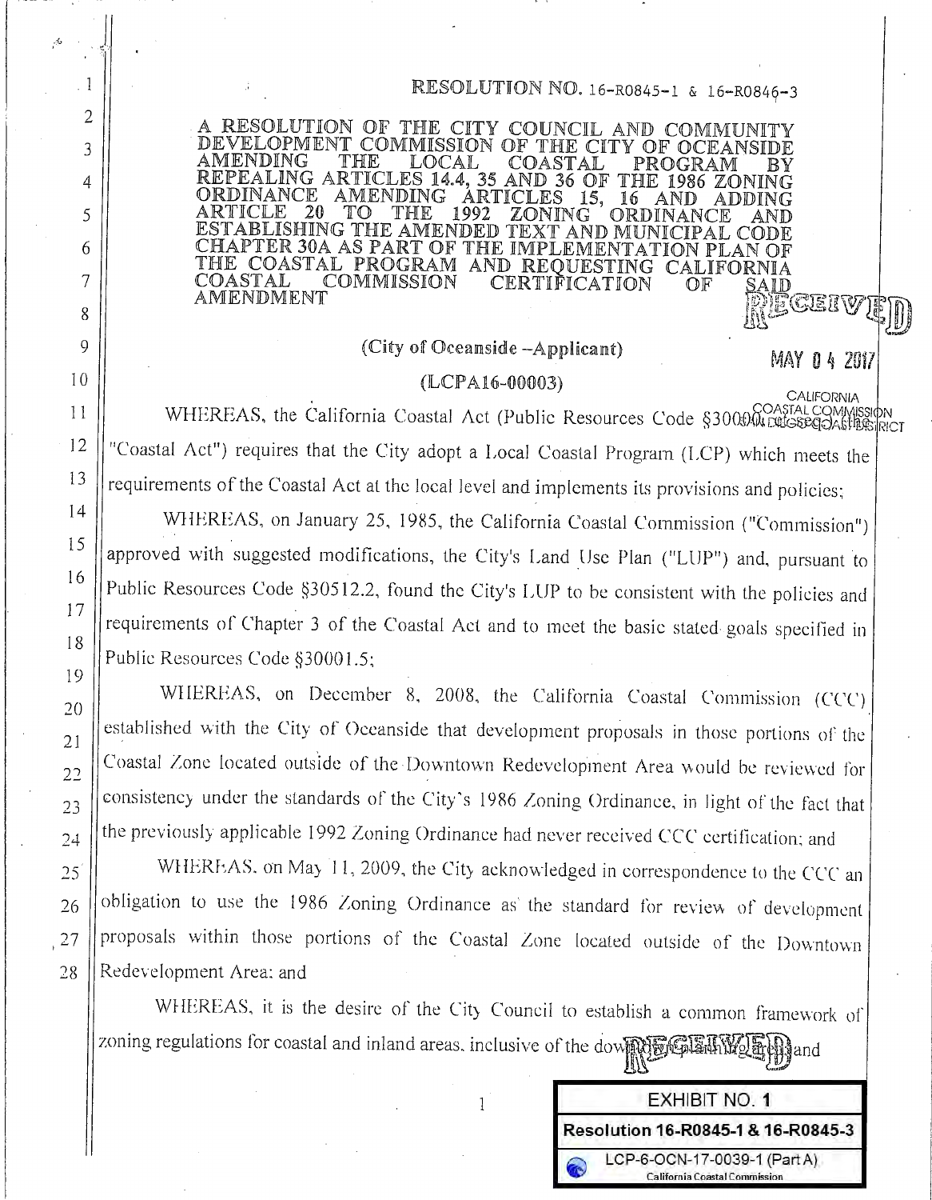RESOLUTION NO. 16-R0845-1 & 16-R0846-3

A RESOLUTION OF THE CITY COUNCIL AND COMMUNITY DEVELOPMENT COMMISSION OF THE CITY OF OCEANSIDE AMENDING THE LOCAL COASTAL PROGRAM BY REPEALING ARTICLES 14.4, 35 AND 36 OF THE 1986 ZONING ORDINANCE AMENDING ARTICLES 15, 16 AND ADDING ARTICLE 20 TO THE 1992 ZONING ORDINANCE AND ESTABLISHING THE AMENDED TEXT AND MUNICIPAL CODE CHAPTER 30A AS PART OF THE IMPLEMENTATION PLAN OF THE COASTAL PROGRAM AND REQUESTING CALIFORNIA COASTAL COMMISSION CERTIFICATION OF SAID AMENDMENT

RECEIVED

MAY 04 2017

CALIFORNIA COASTAL COMMISSION SAN DIEGO COAST DISTRICT

(City of Oceanside –Applicant)

(LCPA16-00003)

WHEREAS, the California Coastal Act (Public Resources Code §30000 et seq., the "Coastal Act") requires that the City adopt a Local Coastal Program (LCP) which meets the requirements of the Coastal Act at the local level and implements its provisions and policies;

WHEREAS, on January 25, 1985, the California Coastal Commission ("Commission") approved with suggested modifications, the City's Land Use Plan ("LUP") and, pursuant to Public Resources Code §30512.2, found the City's LUP to be consistent with the policies and requirements of Chapter 3 of the Coastal Act and to meet the basic stated goals specified in Public Resources Code §30001.5;

WHEREAS, on December 8, 2008, the California Coastal Commission (CCC) established with the City of Oceanside that development proposals in those portions of the Coastal Zone located outside of the Downtown Redevelopment Area would be reviewed for consistency under the standards of the City's 1986 Zoning Ordinance, in light of the fact that the previously applicable 1992 Zoning Ordinance had never received CCC certification; and

WHEREAS, on May 11, 2009, the City acknowledged in correspondence to the CCC an obligation to use the 1986 Zoning Ordinance as the standard for review of development proposals within those portions of the Coastal Zone located outside of the Downtown Redevelopment Area; and

WHEREAS, it is the desire of the City Council to establish a common framework of zoning regulations for coastal and inland areas, inclusive of the downtown planning area; and

EXHIBIT NO. 1

Resolution 16-R0845-1 & 16-R0845-3

LCP-6-OCN-17-0039-1 (Part A)

California Coastal Commission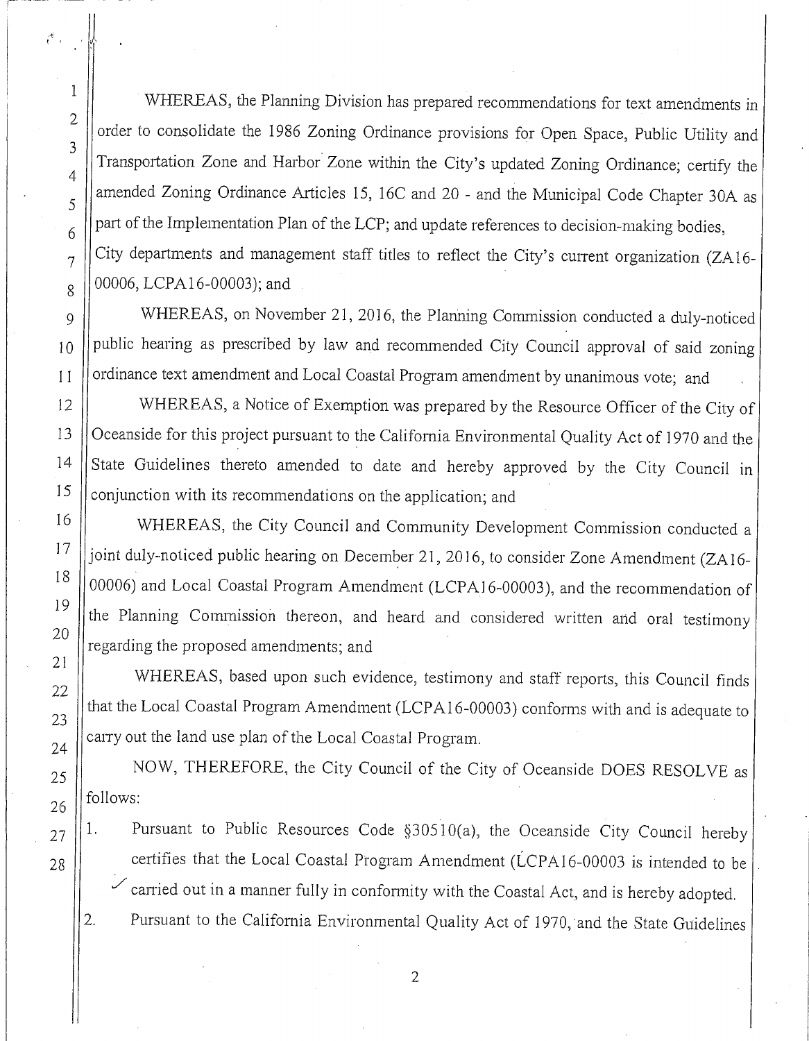WHEREAS, the Planning Division has prepared recommendations for text amendments in order to consolidate the 1986 Zoning Ordinance provisions for Open Space, Public Utility and Transportation Zone and Harbor Zone within the City's updated Zoning Ordinance; certify the amended Zoning Ordinance Articles 15, 16C and 20 - and the Municipal Code Chapter 30A as part of the Implementation Plan of the LCP; and update references to decision-making bodies, City departments and management staff titles to reflect the City's current organization (ZA16-00006, LCPA16-00003); and

WHEREAS, on November 21, 2016, the Planning Commission conducted a duly-noticed public hearing as prescribed by law and recommended City Council approval of said zoning ordinance text amendment and Local Coastal Program amendment by unanimous vote; and

WHEREAS, a Notice of Exemption was prepared by the Resource Officer of the City of Oceanside for this project pursuant to the California Environmental Quality Act of 1970 and the State Guidelines thereto amended to date and hereby approved by the City Council in conjunction with its recommendations on the application; and

WHEREAS, the City Council and Community Development Commission conducted a joint duly-noticed public hearing on December 21, 2016, to consider Zone Amendment (ZA16-00006) and Local Coastal Program Amendment (LCPA16-00003), and the recommendation of the Planning Commission thereon, and heard and considered written and oral testimony regarding the proposed amendments; and

WHEREAS, based upon such evidence, testimony and staff reports, this Council finds that the Local Coastal Program Amendment (LCPA16-00003) conforms with and is adequate to carry out the land use plan of the Local Coastal Program.

NOW, THEREFORE, the City Council of the City of Oceanside DOES RESOLVE as follows:

1. Pursuant to Public Resources Code §30510(a), the Oceanside City Council hereby certifies that the Local Coastal Program Amendment (LCPA16-00003 is intended to be carried out in a manner fully in conformity with the Coastal Act, and is hereby adopted.
2. Pursuant to the California Environmental Quality Act of 1970, and the State Guidelines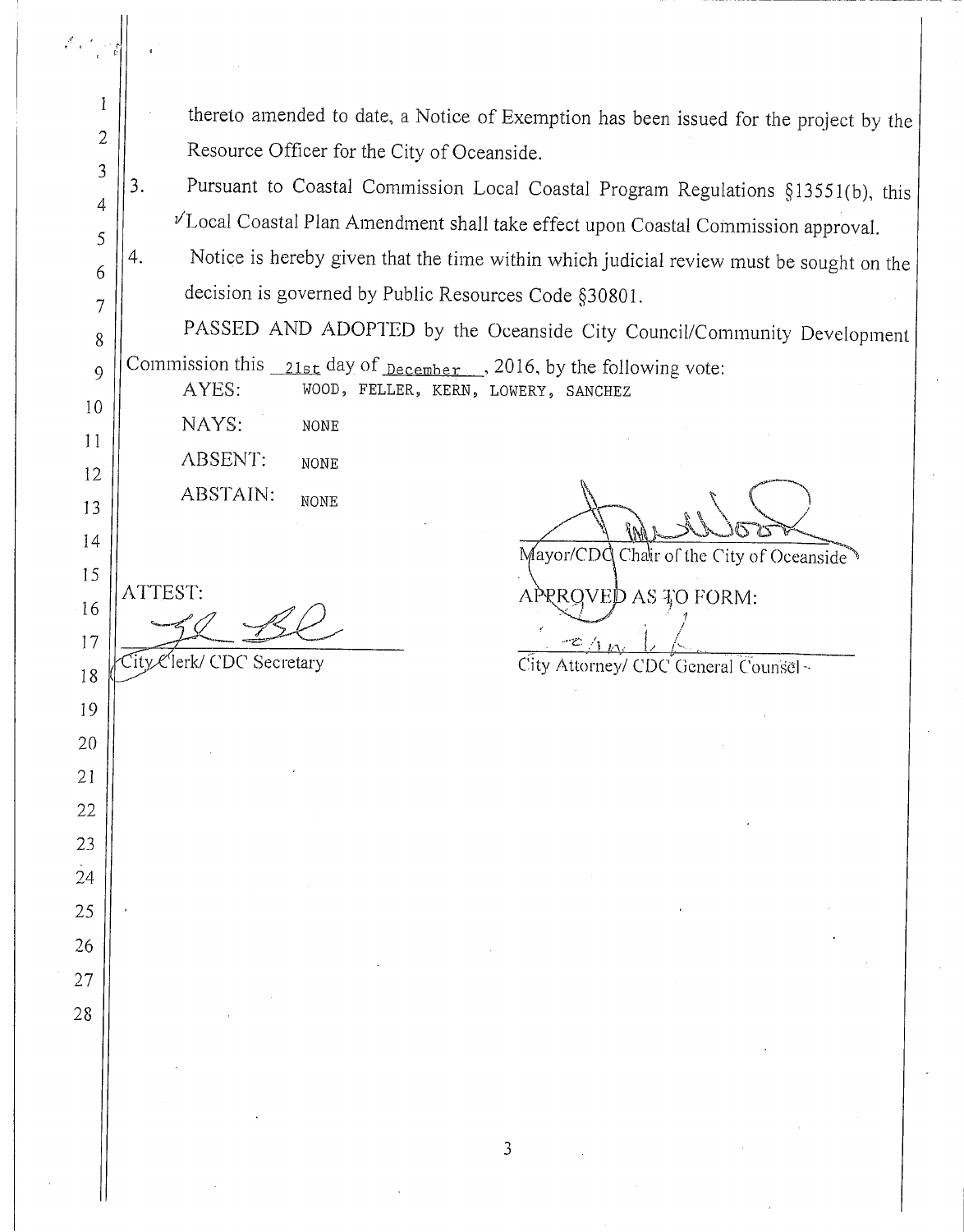thereto amended to date, a Notice of Exemption has been issued for the project by the Resource Officer for the City of Oceanside.

3. Pursuant to Coastal Commission Local Coastal Program Regulations §13551(b), this Local Coastal Plan Amendment shall take effect upon Coastal Commission approval.

4. Notice is hereby given that the time within which judicial review must be sought on the decision is governed by Public Resources Code §30801.

PASSED AND ADOPTED by the Oceanside City Council/Community Development Commission this 21st day of December, 2016, by the following vote:

AYES: WOOD, FELLER, KERN, LOWERY, SANCHEZ

NAYS: NONE

ABSENT: NONE

ABSTAIN: NONE

Mayor/CDC Chair of the City of Oceanside

ATTEST:

City Clerk/ CDC Secretary

APPROVED AS TO FORM:

City Attorney/ CDC General Counsel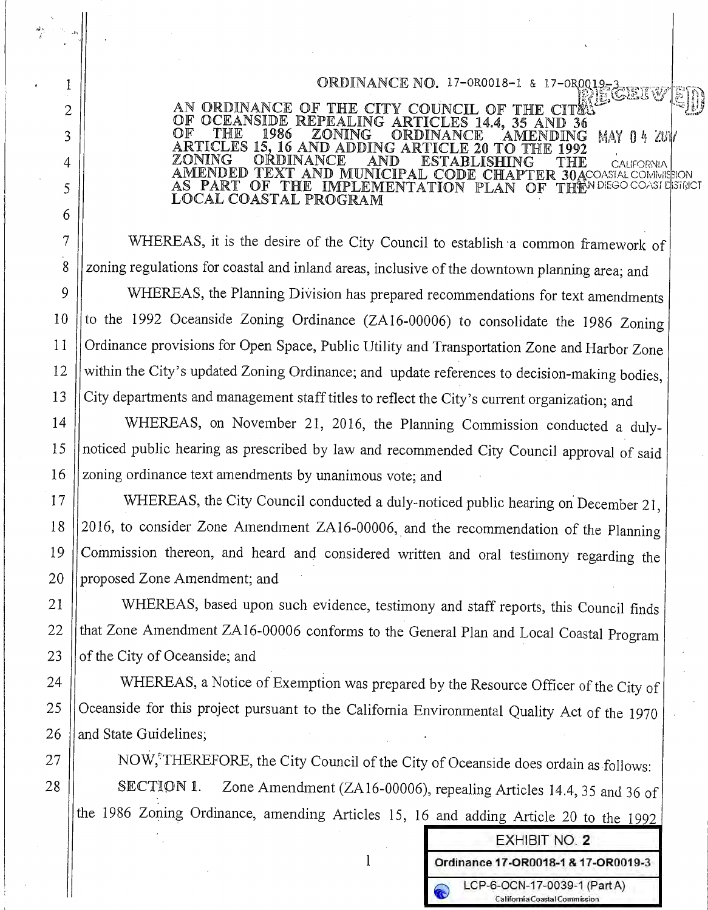ORDINANCE NO. 17-OR0018-1 & 17-OR0019-3

AN ORDINANCE OF THE CITY COUNCIL OF THE CITY OF OCEANSIDE REPEALING ARTICLES 14.4, 35 AND 36 OF THE 1986 ZONING ORDINANCE AMENDING ARTICLES 15, 16 AND ADDING ARTICLE 20 TO THE 1992 ZONING ORDINANCE AND ESTABLISHING THE AMENDED TEXT AND MUNICIPAL CODE CHAPTER 30A AS PART OF THE IMPLEMENTATION PLAN OF THE LOCAL COASTAL PROGRAM

RECEIVED
MAY 04 2017
CALIFORNIA COASTAL COMMISSION
SAN DIEGO COAST DISTRICT

WHEREAS, it is the desire of the City Council to establish a common framework of zoning regulations for coastal and inland areas, inclusive of the downtown planning area; and

WHEREAS, the Planning Division has prepared recommendations for text amendments to the 1992 Oceanside Zoning Ordinance (ZA16-00006) to consolidate the 1986 Zoning Ordinance provisions for Open Space, Public Utility and Transportation Zone and Harbor Zone within the City's updated Zoning Ordinance; and update references to decision-making bodies, City departments and management staff titles to reflect the City's current organization; and

WHEREAS, on November 21, 2016, the Planning Commission conducted a duly-noticed public hearing as prescribed by law and recommended City Council approval of said zoning ordinance text amendments by unanimous vote; and

WHEREAS, the City Council conducted a duly-noticed public hearing on December 21, 2016, to consider Zone Amendment ZA16-00006, and the recommendation of the Planning Commission thereon, and heard and considered written and oral testimony regarding the proposed Zone Amendment; and

WHEREAS, based upon such evidence, testimony and staff reports, this Council finds that Zone Amendment ZA16-00006 conforms to the General Plan and Local Coastal Program of the City of Oceanside; and

WHEREAS, a Notice of Exemption was prepared by the Resource Officer of the City of Oceanside for this project pursuant to the California Environmental Quality Act of the 1970 and State Guidelines;

NOW, THEREFORE, the City Council of the City of Oceanside does ordain as follows:

SECTION 1. Zone Amendment (ZA16-00006), repealing Articles 14.4, 35 and 36 of the 1986 Zoning Ordinance, amending Articles 15, 16 and adding Article 20 to the 1992

EXHIBIT NO. 2
Ordinance 17-OR0018-1 & 17-OR0019-3
LCP-6-OCN-17-0039-1 (Part A)
California Coastal Commission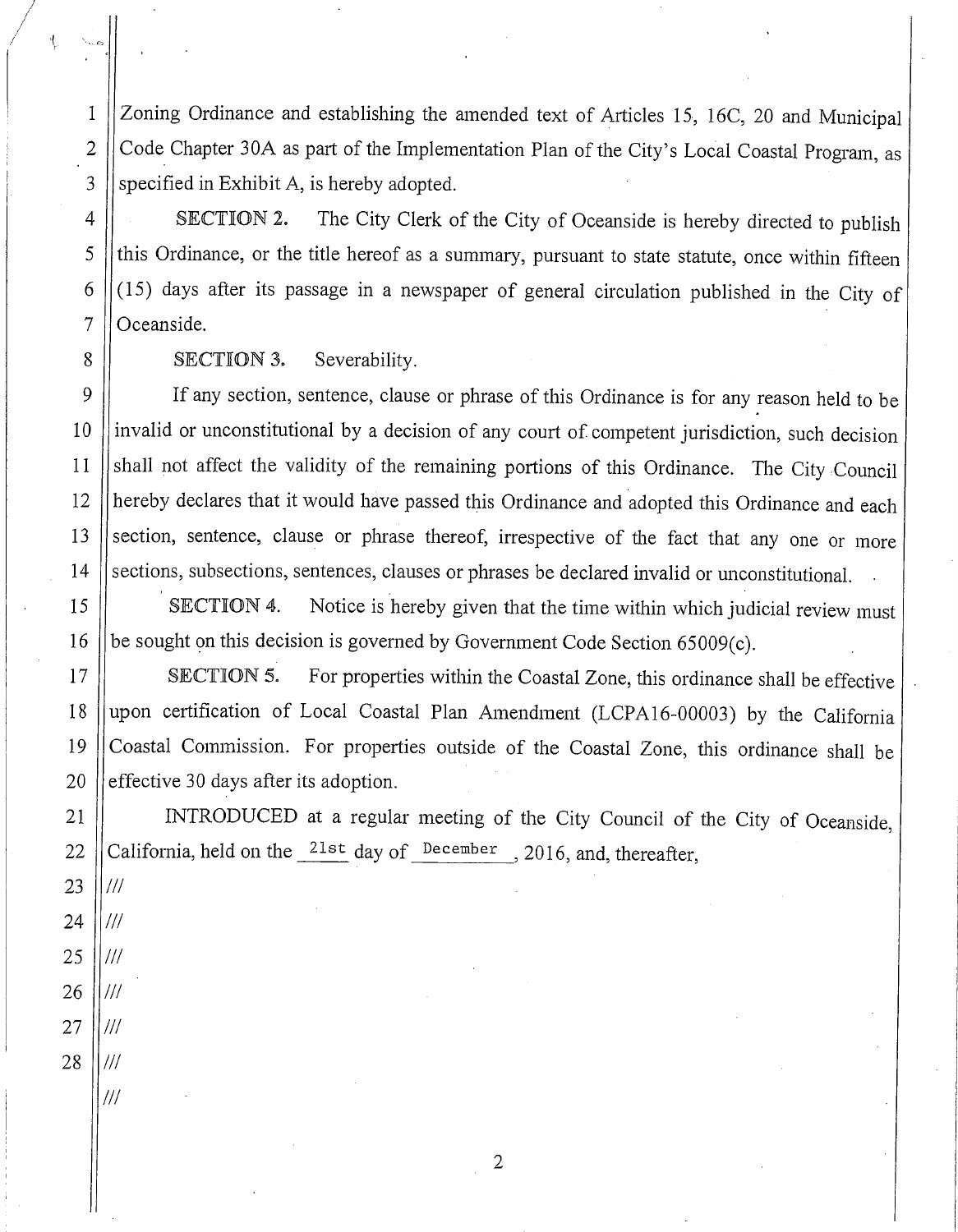Zoning Ordinance and establishing the amended text of Articles 15, 16C, 20 and Municipal Code Chapter 30A as part of the Implementation Plan of the City's Local Coastal Program, as specified in Exhibit A, is hereby adopted.

**SECTION 2.** The City Clerk of the City of Oceanside is hereby directed to publish this Ordinance, or the title hereof as a summary, pursuant to state statute, once within fifteen (15) days after its passage in a newspaper of general circulation published in the City of Oceanside.

**SECTION 3.** Severability.

If any section, sentence, clause or phrase of this Ordinance is for any reason held to be invalid or unconstitutional by a decision of any court of competent jurisdiction, such decision shall not affect the validity of the remaining portions of this Ordinance. The City Council hereby declares that it would have passed this Ordinance and adopted this Ordinance and each section, sentence, clause or phrase thereof, irrespective of the fact that any one or more sections, subsections, sentences, clauses or phrases be declared invalid or unconstitutional.

**SECTION 4.** Notice is hereby given that the time within which judicial review must be sought on this decision is governed by Government Code Section 65009(c).

**SECTION 5.** For properties within the Coastal Zone, this ordinance shall be effective upon certification of Local Coastal Plan Amendment (LCPA16-00003) by the California Coastal Commission. For properties outside of the Coastal Zone, this ordinance shall be effective 30 days after its adoption.

INTRODUCED at a regular meeting of the City Council of the City of Oceanside, California, held on the 21st day of December, 2016, and, thereafter,

///

///

///

///

///

///

///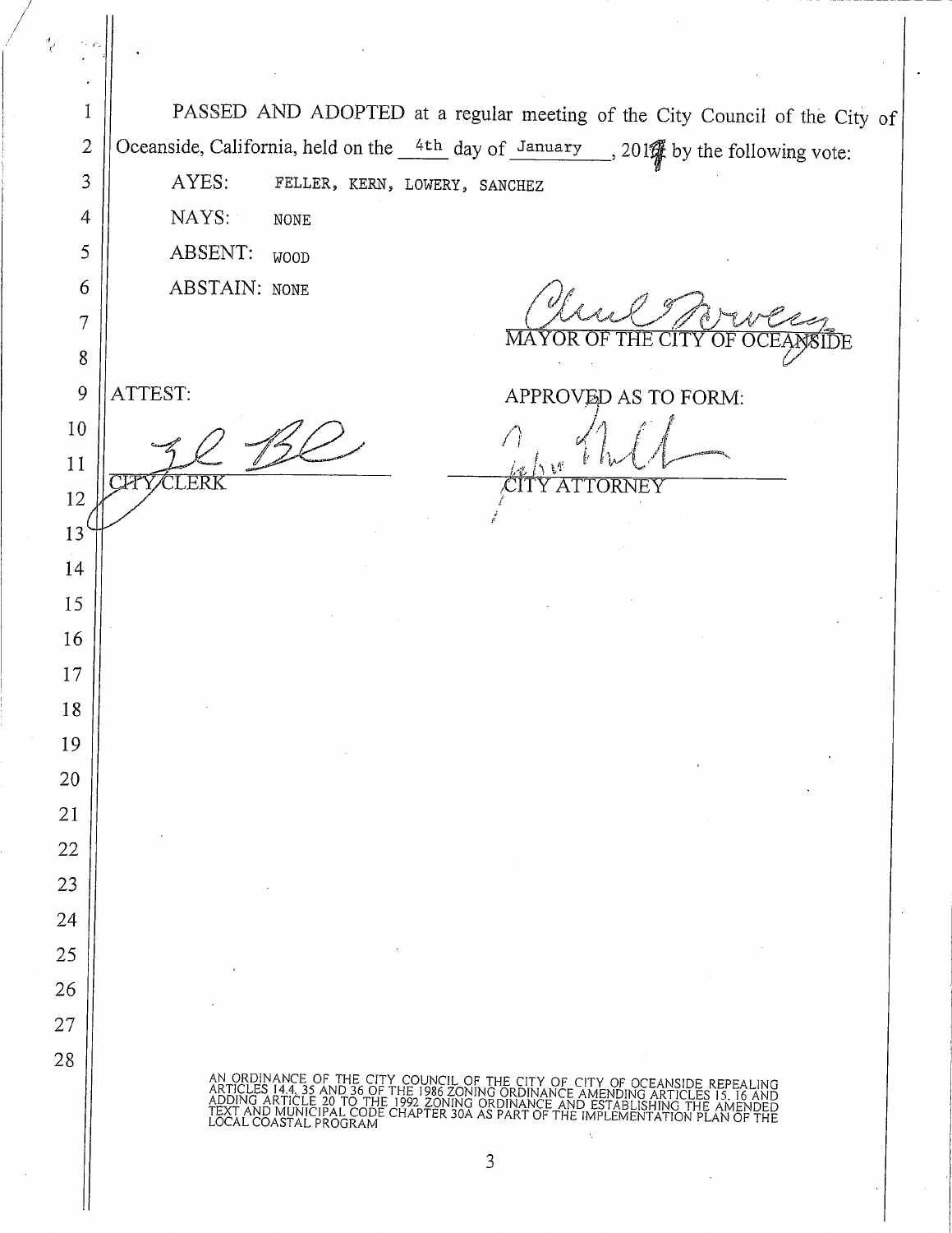PASSED AND ADOPTED at a regular meeting of the City Council of the City of Oceanside, California, held on the 4th day of January, 2017 by the following vote:

AYES: FELLER, KERN, LOWERY, SANCHEZ

NAYS: NONE

ABSENT: WOOD

ABSTAIN: NONE

MAYOR OF THE CITY OF OCEANSIDE

ATTEST:

CITY CLERK

APPROVED AS TO FORM:

CITY ATTORNEY

AN ORDINANCE OF THE CITY COUNCIL OF THE CITY OF CITY OF OCEANSIDE REPEALING ARTICLES 14.4, 35 AND 36 OF THE 1986 ZONING ORDINANCE AMENDING ARTICLES 15, 16 AND ADDING ARTICLE 20 TO THE 1992 ZONING ORDINANCE AND ESTABLISHING THE AMENDED TEXT AND MUNICIPAL CODE CHAPTER 30A AS PART OF THE IMPLEMENTATION PLAN OF THE LOCAL COASTAL PROGRAM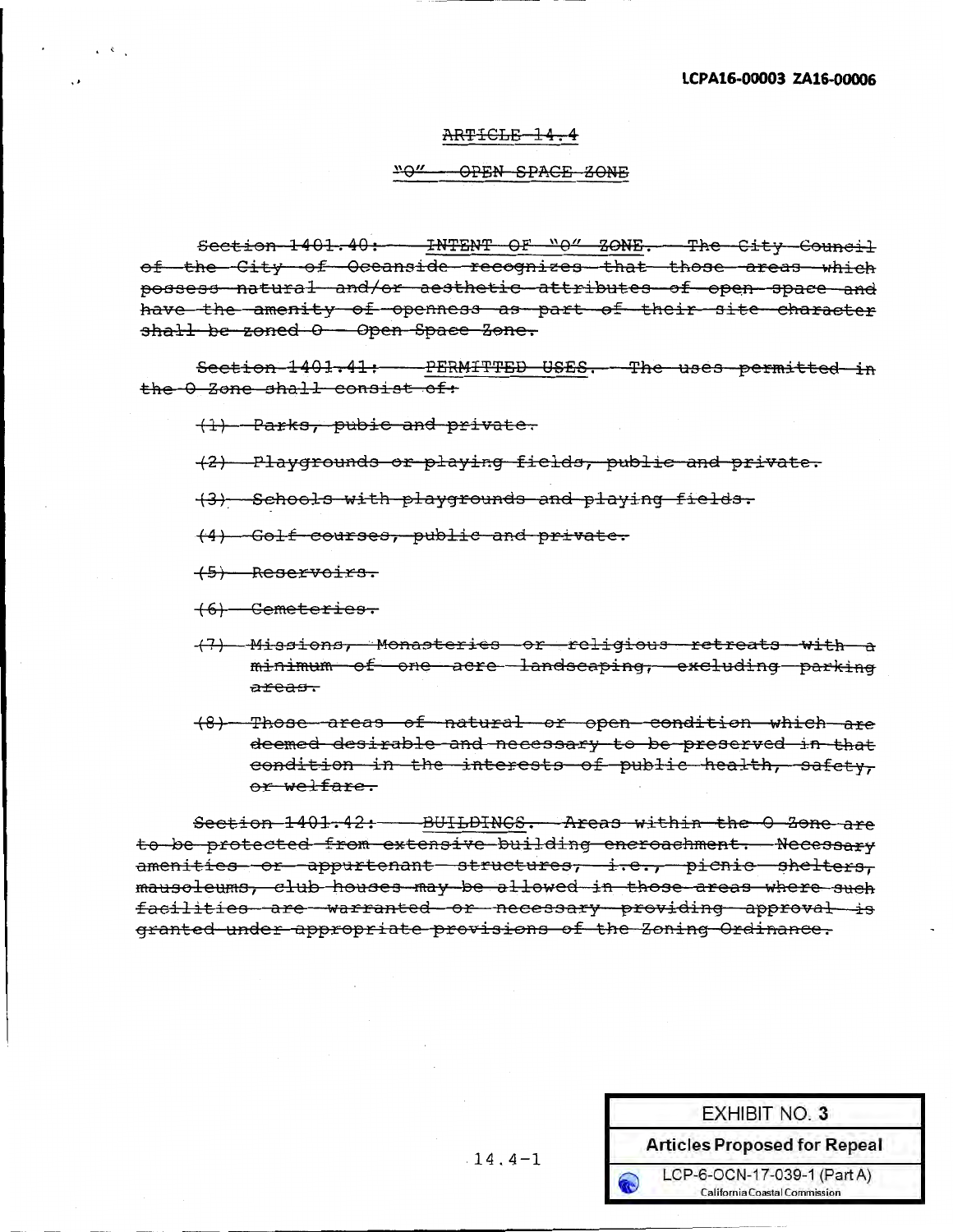LCPA16-00003 ZA16-00006

~~ARTICLE 14.4~~

~~"O" - OPEN SPACE ZONE~~

~~Section 1401.40: INTENT OF "O" ZONE. The City Council of the City of Oceanside recognizes that those areas which possess natural and/or aesthetic attributes of open space and have the amenity of openness as part of their site character shall be zoned O - Open Space Zone.~~

~~Section 1401.41: PERMITTED USES. The uses permitted in the O Zone shall consist of:~~

~~(1) Parks, pubic and private.~~

~~(2) Playgrounds or playing fields, public and private.~~

~~(3) Schools with playgrounds and playing fields.~~

~~(4) Golf courses, public and private.~~

~~(5) Reservoirs.~~

~~(6) Cemeteries.~~

~~(7) Missions, Monasteries or religious retreats with a minimum of one acre landscaping, excluding parking areas.~~

~~(8) Those areas of natural or open condition which are deemed desirable and necessary to be preserved in that condition in the interests of public health, safety, or welfare.~~

~~Section 1401.42: BUILDINGS. Areas within the O Zone are to be protected from extensive building encroachment. Necessary amenities or appurtenant structures, i.e., picnic shelters, mausoleums, club houses may be allowed in those areas where such facilities are warranted or necessary providing approval is granted under appropriate provisions of the Zoning Ordinance.~~

14.4-1

EXHIBIT NO. 3
Articles Proposed for Repeal
LCP-6-OCN-17-039-1 (Part A)
California Coastal Commission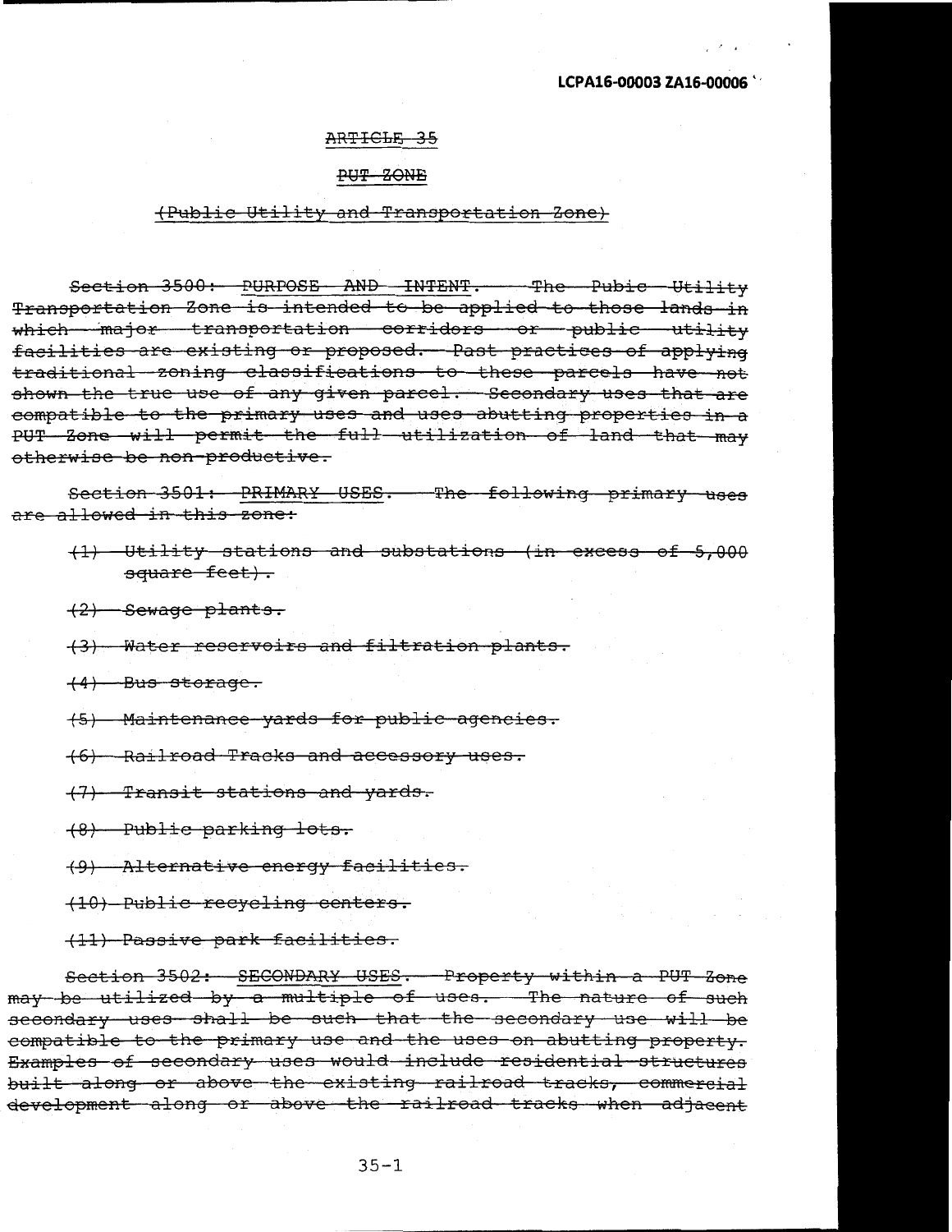LCPA16-00003 ZA16-00006

~~ARTICLE 35~~

~~PUT ZONE~~

~~(Public Utility and Transportation Zone)~~

~~Section 3500: PURPOSE AND INTENT. The Pubic Utility Transportation Zone is intended to be applied to those lands in which major transportation corridors or public utility facilities are existing or proposed. Past practices of applying traditional zoning classifications to these parcels have not shown the true use of any given parcel. Secondary uses that are compatible to the primary uses and uses abutting properties in a PUT Zone will permit the full utilization of land that may otherwise be non-productive.~~

~~Section 3501: PRIMARY USES. The following primary uses are allowed in this zone:~~

~~(1) Utility stations and substations (in excess of 5,000 square feet).~~

~~(2) Sewage plants.~~

~~(3) Water reservoirs and filtration plants.~~

~~(4) Bus storage.~~

~~(5) Maintenance yards for public agencies.~~

~~(6) Railroad Tracks and accessory uses.~~

~~(7) Transit stations and yards.~~

~~(8) Public parking lots.~~

~~(9) Alternative energy facilities.~~

~~(10) Public recycling centers.~~

~~(11) Passive park facilities.~~

~~Section 3502: SECONDARY USES. Property within a PUT Zone may be utilized by a multiple of uses. The nature of such secondary uses shall be such that the secondary use will be compatible to the primary use and the uses on abutting property. Examples of secondary uses would include residential structures built along or above the existing railroad tracks, commercial development along or above the railroad tracks when adjacent~~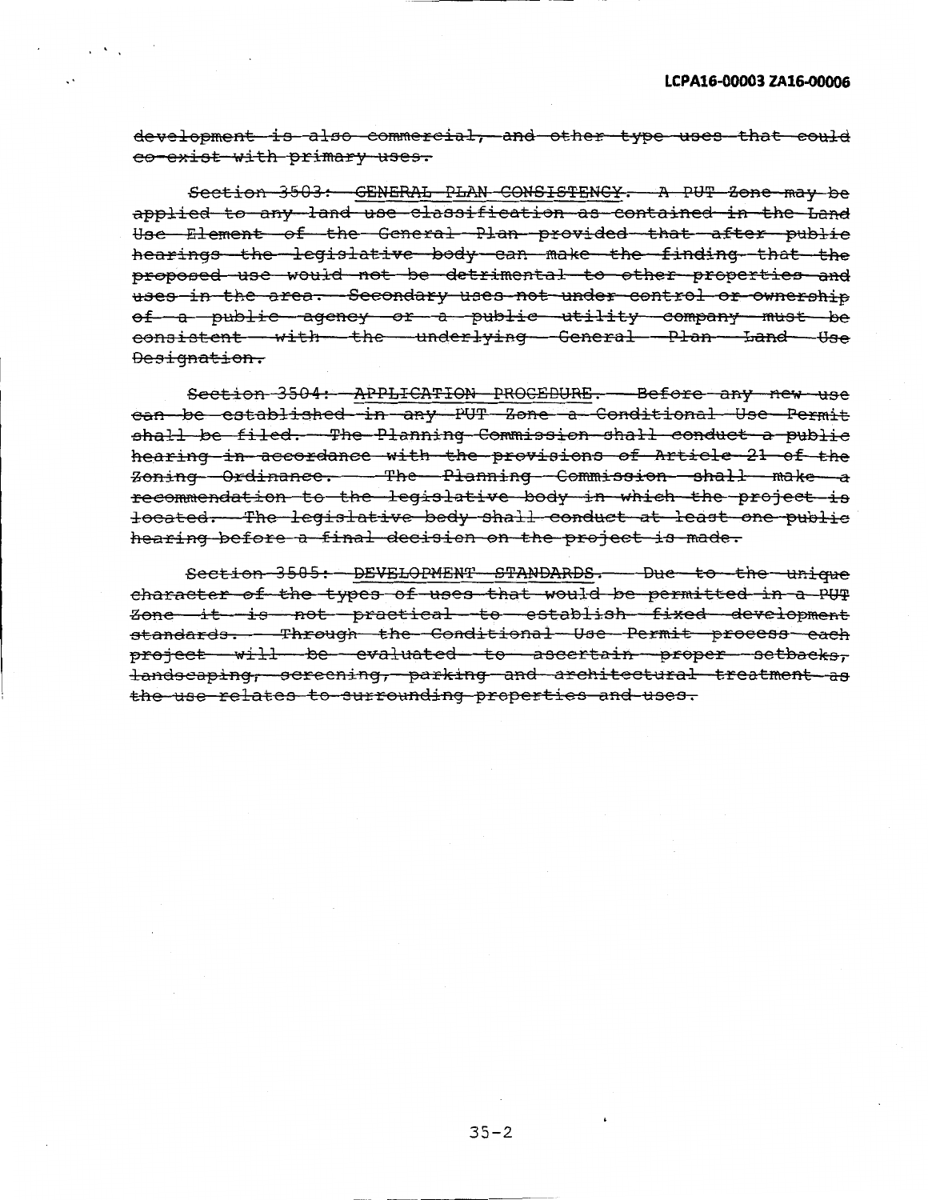~~development is also commercial, and other type uses that could co-exist with primary uses.~~

~~Section 3503: GENERAL PLAN CONSISTENCY. A PUT Zone may be applied to any land use classification as contained in the Land Use Element of the General Plan provided that after public hearings the legislative body can make the finding that the proposed use would not be detrimental to other properties and uses in the area. Secondary uses not under control or ownership of a public agency or a public utility company must be consistent with the underlying General Plan Land Use Designation.~~

~~Section 3504: APPLICATION PROCEDURE. Before any new use can be established in any PUT Zone a Conditional Use Permit shall be filed. The Planning Commission shall conduct a public hearing in accordance with the provisions of Article 21 of the Zoning Ordinance. The Planning Commission shall make a recommendation to the legislative body in which the project is located. The legislative body shall conduct at least one public hearing before a final decision on the project is made.~~

~~Section 3505: DEVELOPMENT STANDARDS. Due to the unique character of the types of uses that would be permitted in a PUT Zone it is not practical to establish fixed development standards. Through the Conditional Use Permit process each project will be evaluated to ascertain proper setbacks, landscaping, screening, parking and architectural treatment as the use relates to surrounding properties and uses.~~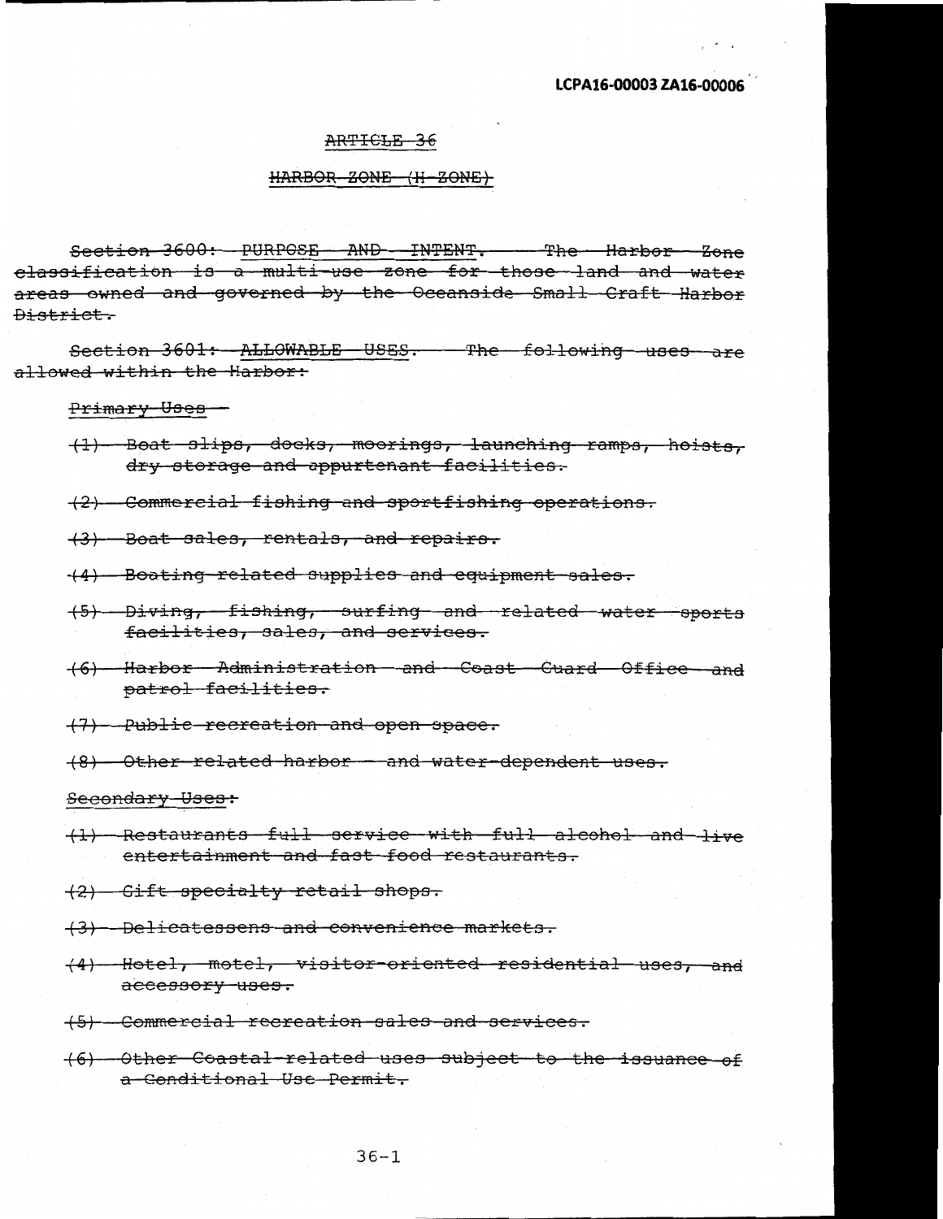LCPA16-00003 ZA16-00006

~~ARTICLE 36~~

~~HARBOR ZONE (H-ZONE)~~

~~Section 3600: PURPOSE AND INTENT. The Harbor Zone classification is a multi-use zone for those land and water areas owned and governed by the Oceanside Small Craft Harbor District.~~

~~Section 3601: ALLOWABLE USES. The following uses are allowed within the Harbor:~~

~~Primary Uses -~~

~~(1) Boat slips, docks, moorings, launching ramps, hoists, dry storage and appurtenant facilities.~~

~~(2) Commercial fishing and sportfishing operations.~~

~~(3) Boat sales, rentals, and repairs.~~

~~(4) Boating-related supplies and equipment sales.~~

~~(5) Diving, fishing, surfing and related water sports facilities, sales, and services.~~

~~(6) Harbor Administration and Coast Guard Office and patrol facilities.~~

~~(7) Public recreation and open space.~~

~~(8) Other related harbor - and water-dependent uses.~~

~~Secondary Uses:~~

~~(1) Restaurants full service with full alcohol and live entertainment and fast food restaurants.~~

~~(2) Gift specialty retail shops.~~

~~(3) Delicatessens and convenience markets.~~

~~(4) Hotel, motel, visitor-oriented residential uses, and accessory uses.~~

~~(5) Commercial recreation sales and services.~~

~~(6) Other Coastal-related uses subject to the issuance of a Conditional Use Permit.~~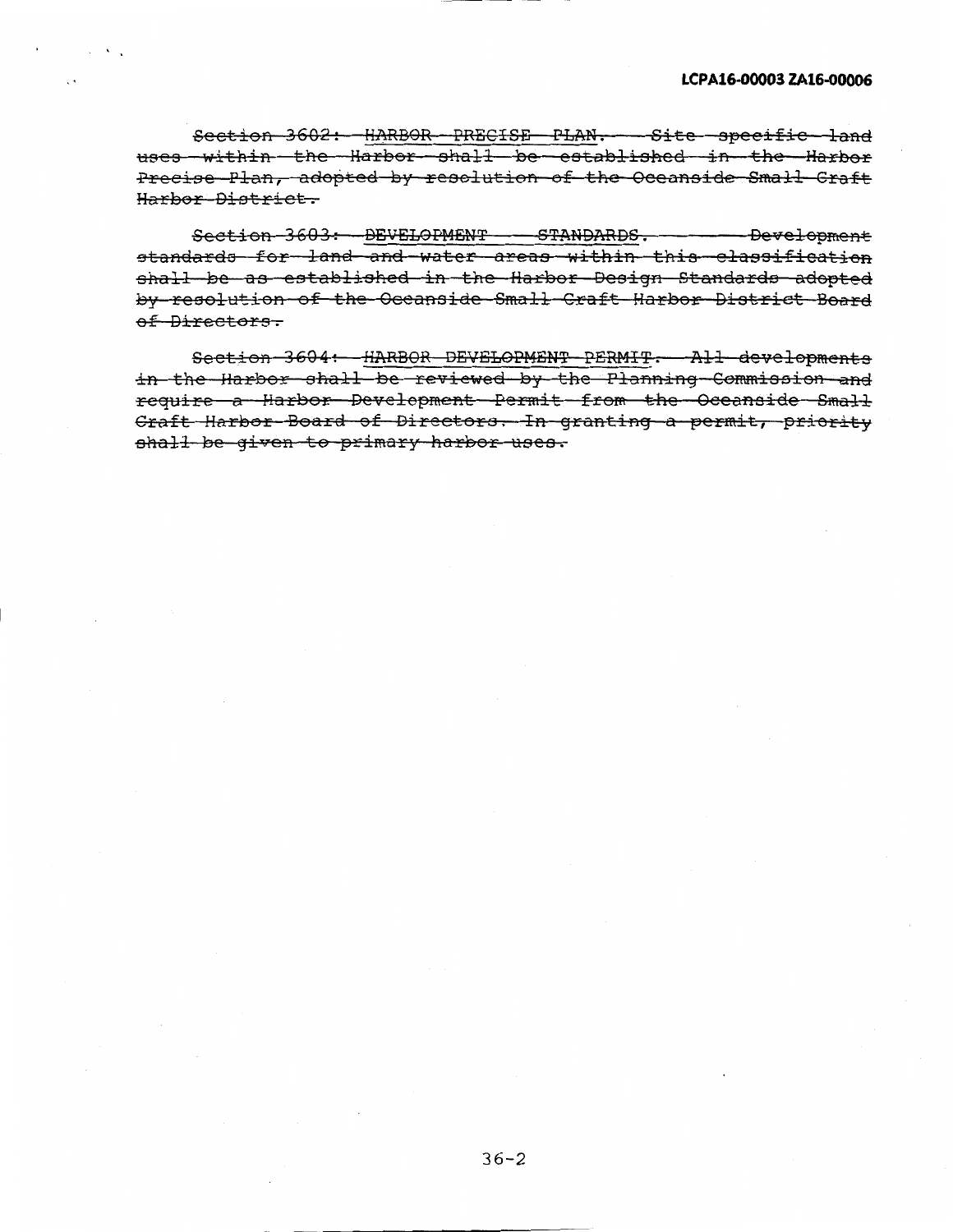~~Section 3602: HARBOR PRECISE PLAN. Site specific land uses within the Harbor shall be established in the Harbor Precise Plan, adopted by resolution of the Oceanside Small Craft Harbor District.~~

~~Section 3603: DEVELOPMENT STANDARDS. Development standards for land and water areas within this classification shall be as established in the Harbor Design Standards adopted by resolution of the Oceanside Small Craft Harbor District Board of Directors.~~

~~Section 3604: HARBOR DEVELOPMENT PERMIT. All developments in the Harbor shall be reviewed by the Planning Commission and require a Harbor Development Permit from the Oceanside Small Craft Harbor Board of Directors. In granting a permit, priority shall be given to primary harbor uses.~~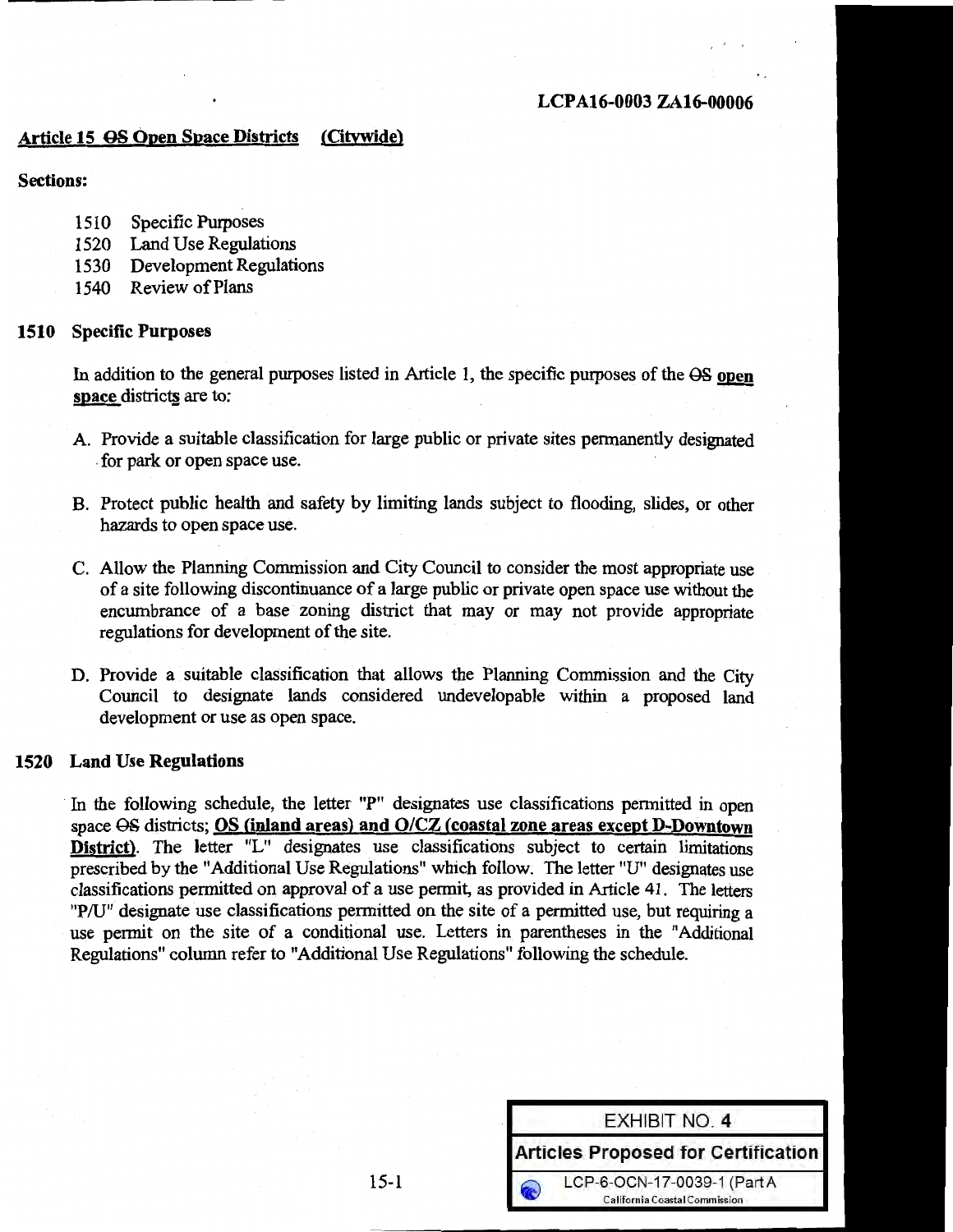LCPA16-0003 ZA16-00006

## Article 15 ~~OS~~ Open Space Districts (Citywide)

**Sections:**

- 1510 Specific Purposes
- 1520 Land Use Regulations
- 1530 Development Regulations
- 1540 Review of Plans

### 1510 Specific Purposes

In addition to the general purposes listed in Article 1, the specific purposes of the ~~OS~~ **open space** districts are to:

A. Provide a suitable classification for large public or private sites permanently designated for park or open space use.

B. Protect public health and safety by limiting lands subject to flooding, slides, or other hazards to open space use.

C. Allow the Planning Commission and City Council to consider the most appropriate use of a site following discontinuance of a large public or private open space use without the encumbrance of a base zoning district that may or may not provide appropriate regulations for development of the site.

D. Provide a suitable classification that allows the Planning Commission and the City Council to designate lands considered undevelopable within a proposed land development or use as open space.

### 1520 Land Use Regulations

In the following schedule, the letter "P" designates use classifications permitted in open space ~~OS~~ districts; **OS (inland areas) and O/CZ (coastal zone areas except D-Downtown District)**. The letter "L" designates use classifications subject to certain limitations prescribed by the "Additional Use Regulations" which follow. The letter "U" designates use classifications permitted on approval of a use permit, as provided in Article 41. The letters "P/U" designate use classifications permitted on the site of a permitted use, but requiring a use permit on the site of a conditional use. Letters in parentheses in the "Additional Regulations" column refer to "Additional Use Regulations" following the schedule.

EXHIBIT NO. 4
Articles Proposed for Certification
LCP-6-OCN-17-0039-1 (Part A
California Coastal Commission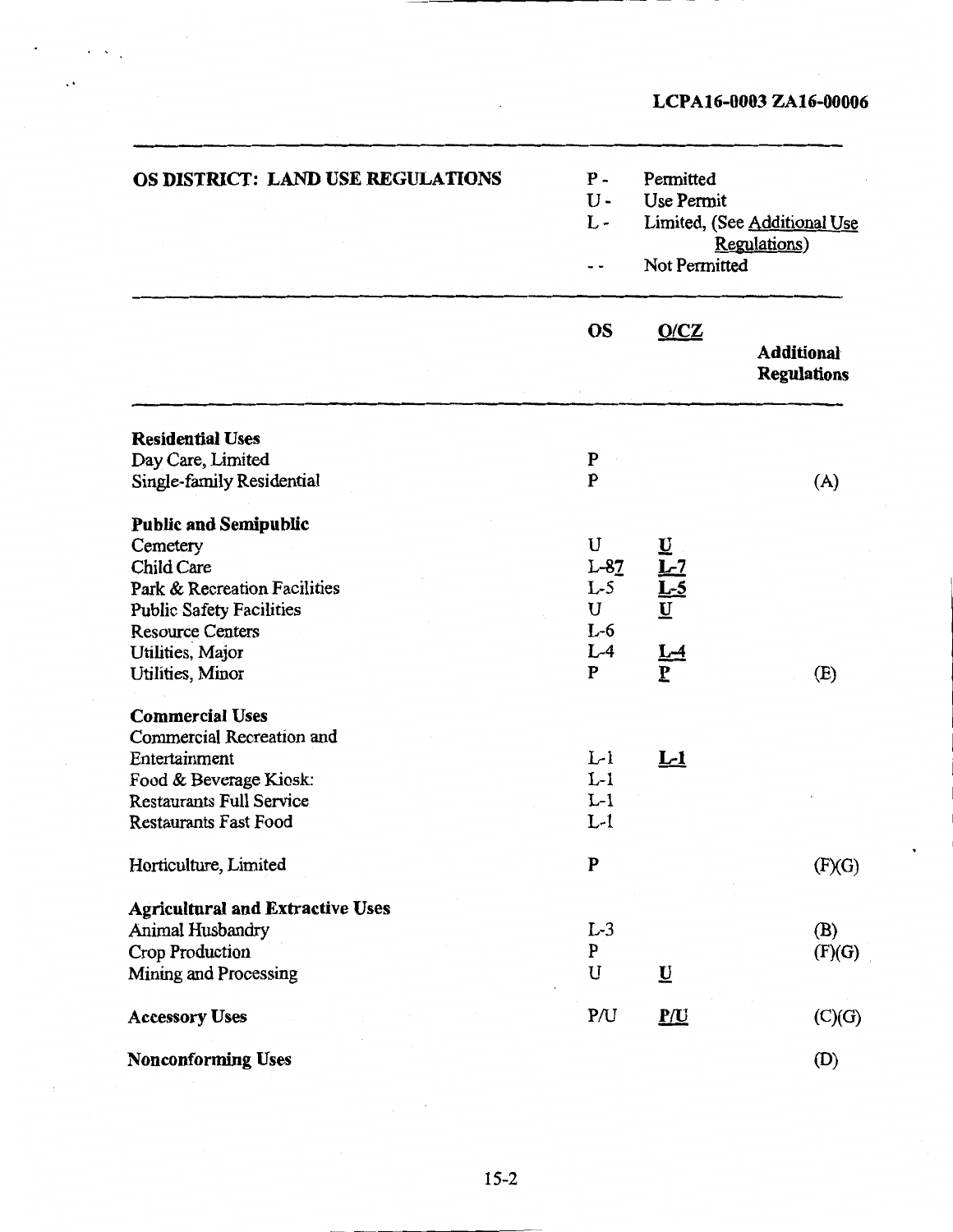LCPA16-0003 ZA16-00006

| OS DISTRICT: LAND USE REGULATIONS | P - Permitted<br>U - Use Permit<br>L - Limited, (See Additional Use Regulations)<br>- - Not Permitted | | |
|---|---|---|---|
| | **OS** | **O/CZ** | **Additional Regulations** |
| **Residential Uses** | | | |
| Day Care, Limited | P | | |
| Single-family Residential | P | | (A) |
| **Public and Semipublic** | | | |
| Cemetery | U | U | |
| Child Care | L-87 | L-7 | |
| Park & Recreation Facilities | L-5 | L-5 | |
| Public Safety Facilities | U | U | |
| Resource Centers | L-6 | | |
| Utilities, Major | L-4 | L-4 | |
| Utilities, Minor | P | P | (E) |
| **Commercial Uses** | | | |
| Commercial Recreation and Entertainment | L-1 | L-1 | |
| Food & Beverage Kiosk: | L-1 | | |
| Restaurants Full Service | L-1 | | |
| Restaurants Fast Food | L-1 | | |
| Horticulture, Limited | P | | (F)(G) |
| **Agricultural and Extractive Uses** | | | |
| Animal Husbandry | L-3 | | (B) |
| Crop Production | P | | (F)(G) |
| Mining and Processing | U | U | |
| **Accessory Uses** | P/U | P/U | (C)(G) |
| **Nonconforming Uses** | | | (D) |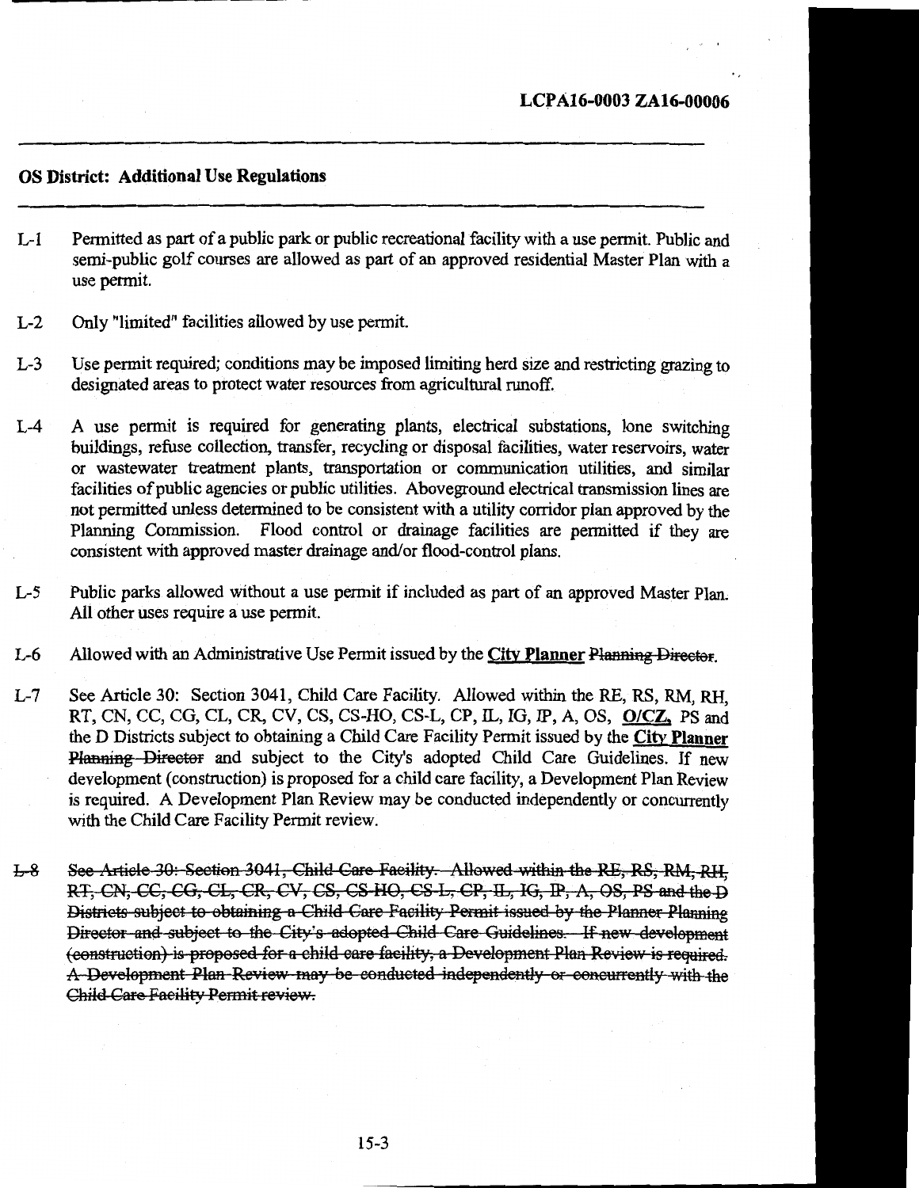LCPA16-0003 ZA16-00006

## OS District: Additional Use Regulations

L-1 Permitted as part of a public park or public recreational facility with a use permit. Public and semi-public golf courses are allowed as part of an approved residential Master Plan with a use permit.

L-2 Only "limited" facilities allowed by use permit.

L-3 Use permit required; conditions may be imposed limiting herd size and restricting grazing to designated areas to protect water resources from agricultural runoff.

L-4 A use permit is required for generating plants, electrical substations, lone switching buildings, refuse collection, transfer, recycling or disposal facilities, water reservoirs, water or wastewater treatment plants, transportation or communication utilities, and similar facilities of public agencies or public utilities. Aboveground electrical transmission lines are not permitted unless determined to be consistent with a utility corridor plan approved by the Planning Commission. Flood control or drainage facilities are permitted if they are consistent with approved master drainage and/or flood-control plans.

L-5 Public parks allowed without a use permit if included as part of an approved Master Plan. All other uses require a use permit.

L-6 Allowed with an Administrative Use Permit issued by the **City Planner** ~~Planning Director~~.

L-7 See Article 30: Section 3041, Child Care Facility. Allowed within the RE, RS, RM, RH, RT, CN, CC, CG, CL, CR, CV, CS, CS-HO, CS-L, CP, IL, IG, IP, A, OS, **O/CZ,** PS and the D Districts subject to obtaining a Child Care Facility Permit issued by the **City Planner** ~~Planning Director~~ and subject to the City's adopted Child Care Guidelines. If new development (construction) is proposed for a child care facility, a Development Plan Review is required. A Development Plan Review may be conducted independently or concurrently with the Child Care Facility Permit review.

~~L-8 See Article 30: Section 3041, Child Care Facility. Allowed within the RE, RS, RM, RH, RT, CN, CC, CG, CL, CR, CV, CS, CS-HO, CS-L, CP, IL, IG, IP, A, OS, PS and the D Districts subject to obtaining a Child Care Facility Permit issued by the Planner Planning Director and subject to the City's adopted Child Care Guidelines. If new development (construction) is proposed for a child care facility, a Development Plan Review is required. A Development Plan Review may be conducted independently or concurrently with the Child Care Facility Permit review.~~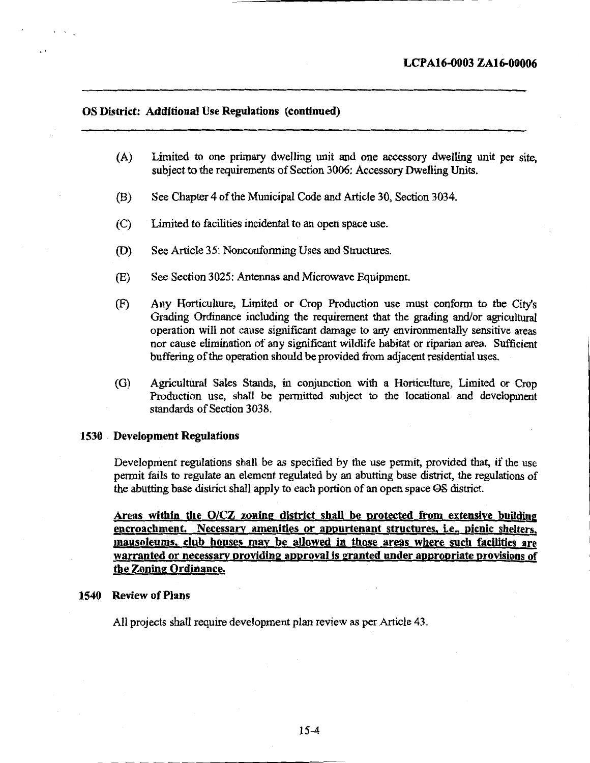**OS District: Additional Use Regulations (continued)**

(A) Limited to one primary dwelling unit and one accessory dwelling unit per site, subject to the requirements of Section 3006: Accessory Dwelling Units.

(B) See Chapter 4 of the Municipal Code and Article 30, Section 3034.

(C) Limited to facilities incidental to an open space use.

(D) See Article 35: Nonconforming Uses and Structures.

(E) See Section 3025: Antennas and Microwave Equipment.

(F) Any Horticulture, Limited or Crop Production use must conform to the City's Grading Ordinance including the requirement that the grading and/or agricultural operation will not cause significant damage to any environmentally sensitive areas nor cause elimination of any significant wildlife habitat or riparian area. Sufficient buffering of the operation should be provided from adjacent residential uses.

(G) Agricultural Sales Stands, in conjunction with a Horticulture, Limited or Crop Production use, shall be permitted subject to the locational and development standards of Section 3038.

## 1530 Development Regulations

Development regulations shall be as specified by the use permit, provided that, if the use permit fails to regulate an element regulated by an abutting base district, the regulations of the abutting base district shall apply to each portion of an open space ~~OS~~ district.

<u>**Areas within the O/CZ zoning district shall be protected from extensive building encroachment. Necessary amenities or appurtenant structures, i.e., picnic shelters, mausoleums, club houses may be allowed in those areas where such facilities are warranted or necessary providing approval is granted under appropriate provisions of the Zoning Ordinance.**</u>

## 1540 Review of Plans

All projects shall require development plan review as per Article 43.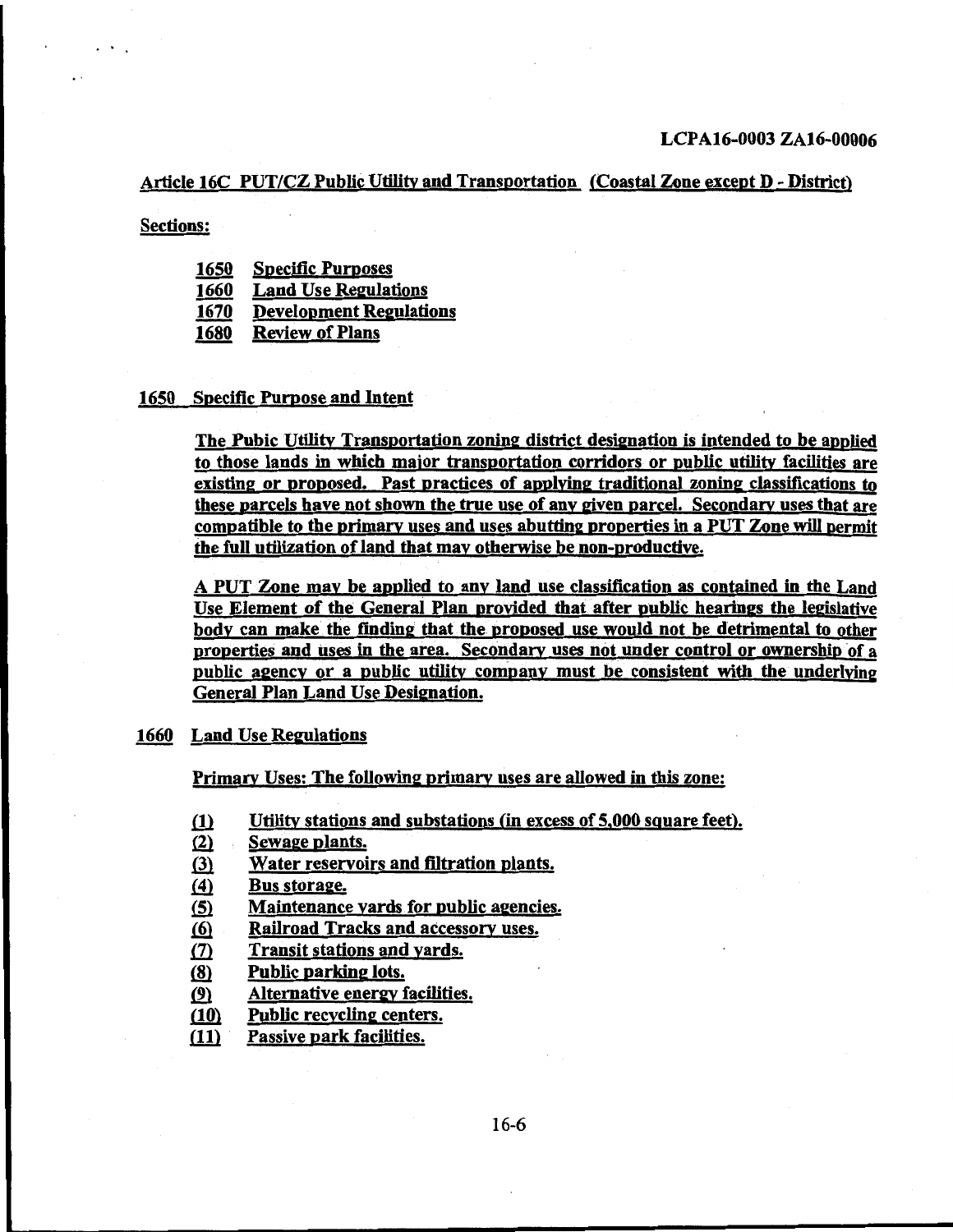LCPA16-0003 ZA16-00006

## Article 16C PUT/CZ Public Utility and Transportation (Coastal Zone except D - District)

**Sections:**

- 1650 Specific Purposes
- 1660 Land Use Regulations
- 1670 Development Regulations
- 1680 Review of Plans

### 1650 Specific Purpose and Intent

The Pubic Utility Transportation zoning district designation is intended to be applied to those lands in which major transportation corridors or public utility facilities are existing or proposed. Past practices of applying traditional zoning classifications to these parcels have not shown the true use of any given parcel. Secondary uses that are compatible to the primary uses and uses abutting properties in a PUT Zone will permit the full utilization of land that may otherwise be non-productive.

A PUT Zone may be applied to any land use classification as contained in the Land Use Element of the General Plan provided that after public hearings the legislative body can make the finding that the proposed use would not be detrimental to other properties and uses in the area. Secondary uses not under control or ownership of a public agency or a public utility company must be consistent with the underlying General Plan Land Use Designation.

### 1660 Land Use Regulations

Primary Uses: The following primary uses are allowed in this zone:

(1) Utility stations and substations (in excess of 5,000 square feet).
(2) Sewage plants.
(3) Water reservoirs and filtration plants.
(4) Bus storage.
(5) Maintenance yards for public agencies.
(6) Railroad Tracks and accessory uses.
(7) Transit stations and yards.
(8) Public parking lots.
(9) Alternative energy facilities.
(10) Public recycling centers.
(11) Passive park facilities.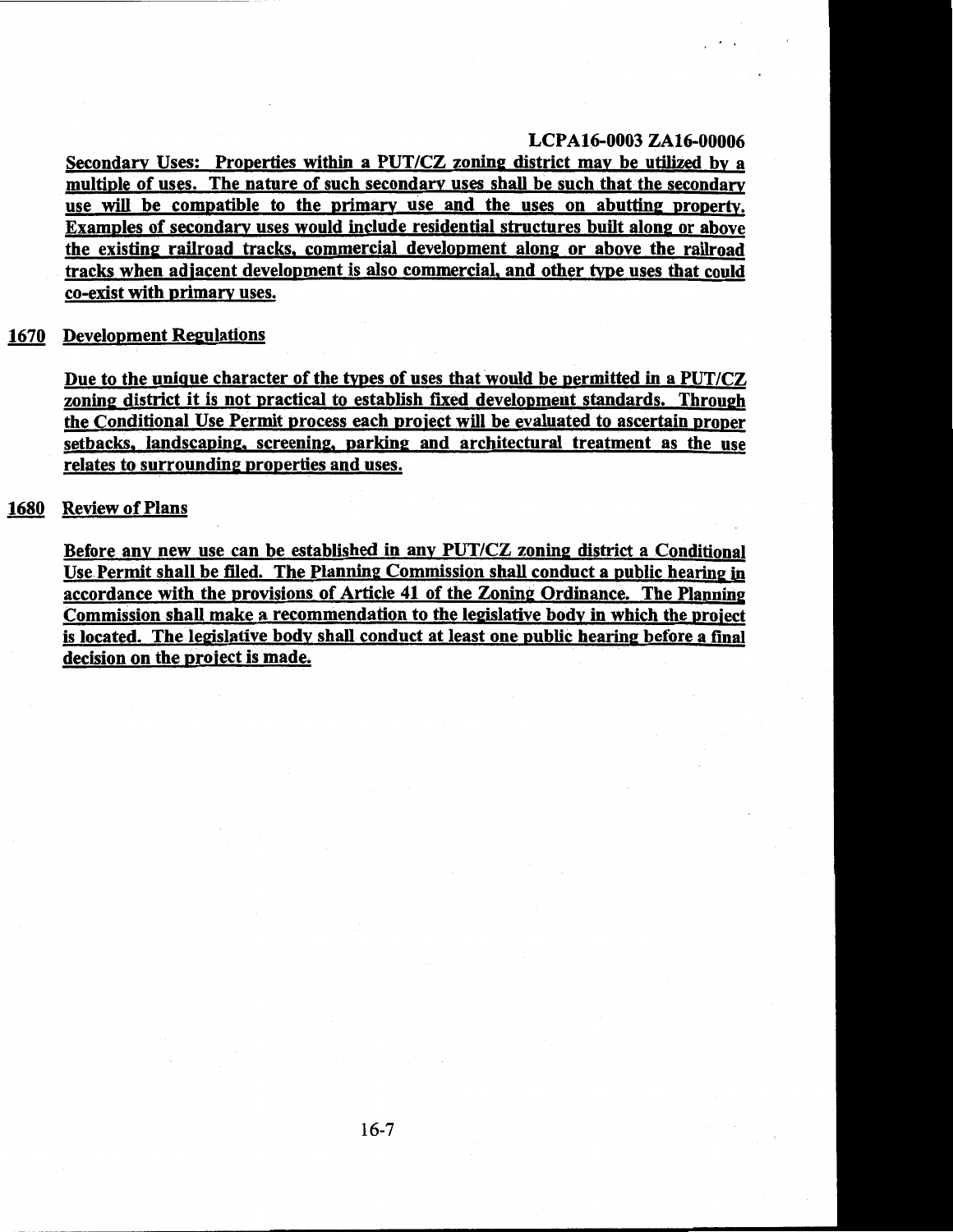**LCPA16-0003 ZA16-00006**

Secondary Uses: Properties within a PUT/CZ zoning district may be utilized by a multiple of uses. The nature of such secondary uses shall be such that the secondary use will be compatible to the primary use and the uses on abutting property. Examples of secondary uses would include residential structures built along or above the existing railroad tracks, commercial development along or above the railroad tracks when adjacent development is also commercial, and other type uses that could co-exist with primary uses.

**1670 Development Regulations**

Due to the unique character of the types of uses that would be permitted in a PUT/CZ zoning district it is not practical to establish fixed development standards. Through the Conditional Use Permit process each project will be evaluated to ascertain proper setbacks, landscaping, screening, parking and architectural treatment as the use relates to surrounding properties and uses.

**1680 Review of Plans**

Before any new use can be established in any PUT/CZ zoning district a Conditional Use Permit shall be filed. The Planning Commission shall conduct a public hearing in accordance with the provisions of Article 41 of the Zoning Ordinance. The Planning Commission shall make a recommendation to the legislative body in which the project is located. The legislative body shall conduct at least one public hearing before a final decision on the project is made.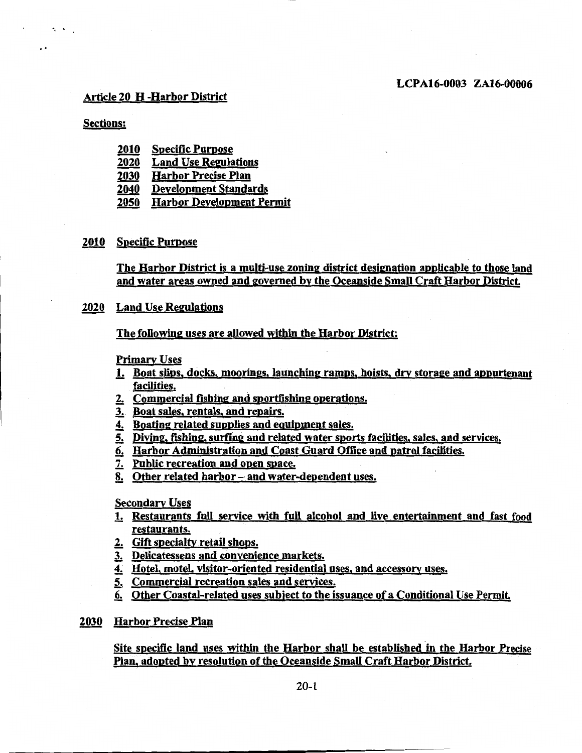**LCPA16-0003 ZA16-00006**

## Article 20 H -Harbor District

**Sections:**

- **2010 Specific Purpose**
- **2020 Land Use Regulations**
- **2030 Harbor Precise Plan**
- **2040 Development Standards**
- **2050 Harbor Development Permit**

### 2010 Specific Purpose

The Harbor District is a multi-use zoning district designation applicable to those land and water areas owned and governed by the Oceanside Small Craft Harbor District.

### 2020 Land Use Regulations

The following uses are allowed within the Harbor District:

**Primary Uses**

1. Boat slips, docks, moorings, launching ramps, hoists, dry storage and appurtenant facilities.
2. Commercial fishing and sportfishing operations.
3. Boat sales, rentals, and repairs.
4. Boating related supplies and equipment sales.
5. Diving, fishing, surfing and related water sports facilities, sales, and services.
6. Harbor Administration and Coast Guard Office and patrol facilities.
7. Public recreation and open space.
8. Other related harbor – and water-dependent uses.

**Secondary Uses**

1. Restaurants full service with full alcohol and live entertainment and fast food restaurants.
2. Gift specialty retail shops.
3. Delicatessens and convenience markets.
4. Hotel, motel, visitor-oriented residential uses, and accessory uses.
5. Commercial recreation sales and services.
6. Other Coastal-related uses subject to the issuance of a Conditional Use Permit.

### 2030 Harbor Precise Plan

Site specific land uses within the Harbor shall be established in the Harbor Precise Plan, adopted by resolution of the Oceanside Small Craft Harbor District.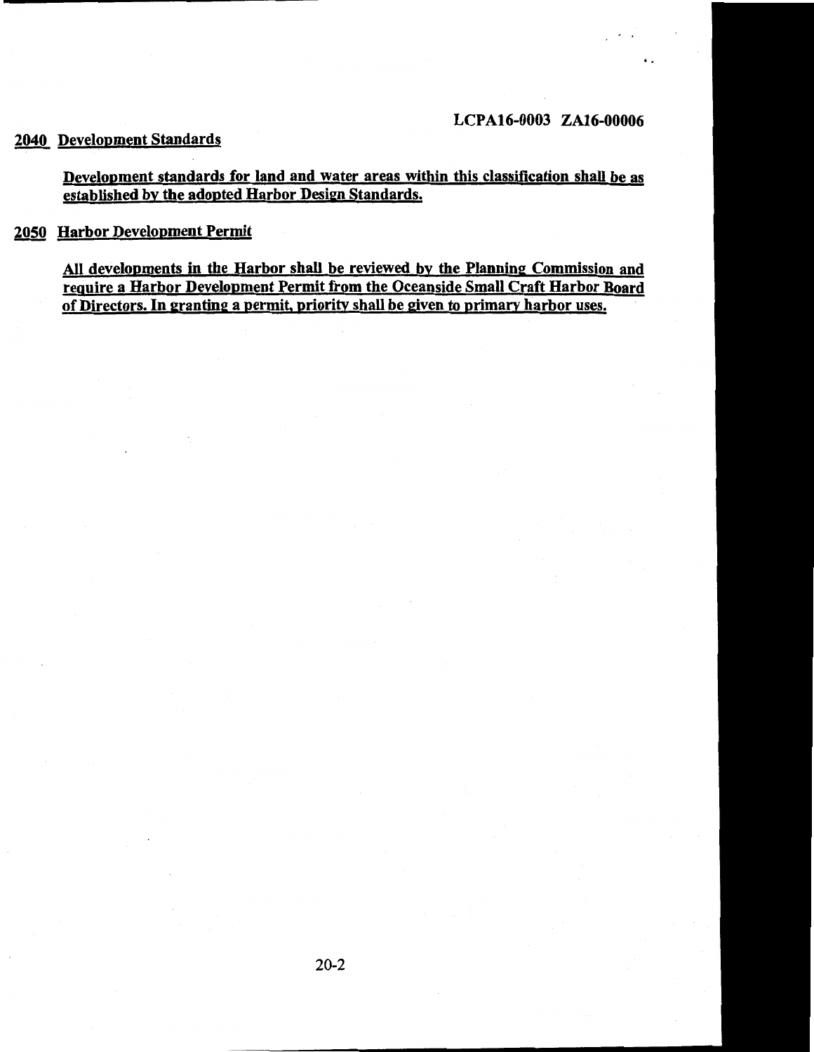LCPA16-0003 ZA16-00006

## 2040 Development Standards

**Development standards for land and water areas within this classification shall be as established by the adopted Harbor Design Standards.**

## 2050 Harbor Development Permit

**All developments in the Harbor shall be reviewed by the Planning Commission and require a Harbor Development Permit from the Oceanside Small Craft Harbor Board of Directors. In granting a permit, priority shall be given to primary harbor uses.**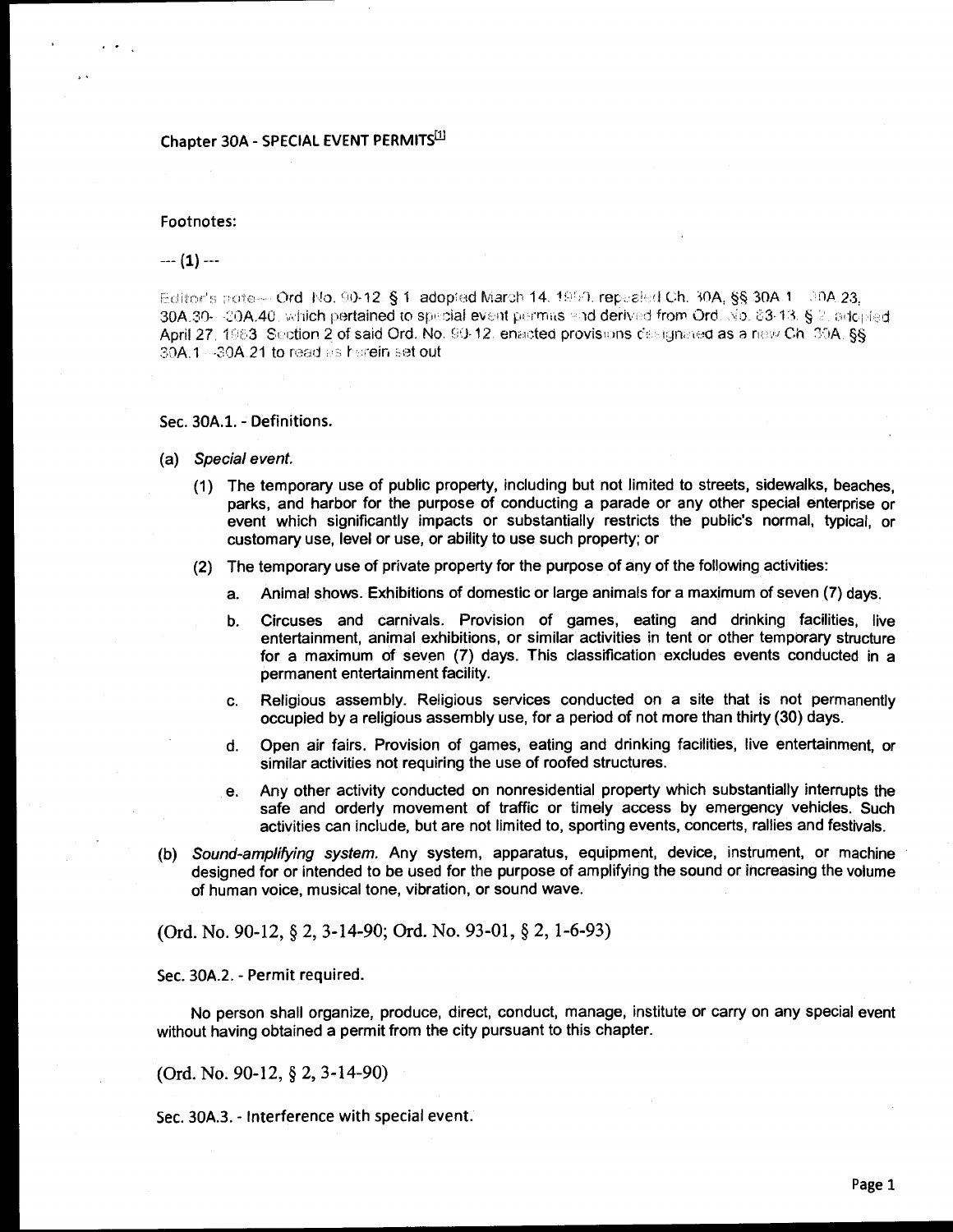# Chapter 30A - SPECIAL EVENT PERMITS[1]

Footnotes:

--- (1) ---

Editor's note— Ord. No. 90-12, § 1, adopted March 14, 1990, repealed Ch. 30A, §§ 30A.1—30A.23, 30A.30—30A.40, which pertained to special event permits and derived from Ord. No. 83-13, § 2, adopted April 27, 1983. Section 2 of said Ord. No. 90-12, enacted provisions designated as a new Ch. 30A, §§ 30A.1—30A.21 to read as herein set out.

### Sec. 30A.1. - Definitions.

(a) *Special event.*

(1) The temporary use of public property, including but not limited to streets, sidewalks, beaches, parks, and harbor for the purpose of conducting a parade or any other special enterprise or event which significantly impacts or substantially restricts the public's normal, typical, or customary use, level or use, or ability to use such property; or

(2) The temporary use of private property for the purpose of any of the following activities:

a. Animal shows. Exhibitions of domestic or large animals for a maximum of seven (7) days.

b. Circuses and carnivals. Provision of games, eating and drinking facilities, live entertainment, animal exhibitions, or similar activities in tent or other temporary structure for a maximum of seven (7) days. This classification excludes events conducted in a permanent entertainment facility.

c. Religious assembly. Religious services conducted on a site that is not permanently occupied by a religious assembly use, for a period of not more than thirty (30) days.

d. Open air fairs. Provision of games, eating and drinking facilities, live entertainment, or similar activities not requiring the use of roofed structures.

e. Any other activity conducted on nonresidential property which substantially interrupts the safe and orderly movement of traffic or timely access by emergency vehicles. Such activities can include, but are not limited to, sporting events, concerts, rallies and festivals.

(b) *Sound-amplifying system.* Any system, apparatus, equipment, device, instrument, or machine designed for or intended to be used for the purpose of amplifying the sound or increasing the volume of human voice, musical tone, vibration, or sound wave.

(Ord. No. 90-12, § 2, 3-14-90; Ord. No. 93-01, § 2, 1-6-93)

### Sec. 30A.2. - Permit required.

No person shall organize, produce, direct, conduct, manage, institute or carry on any special event without having obtained a permit from the city pursuant to this chapter.

(Ord. No. 90-12, § 2, 3-14-90)

### Sec. 30A.3. - Interference with special event.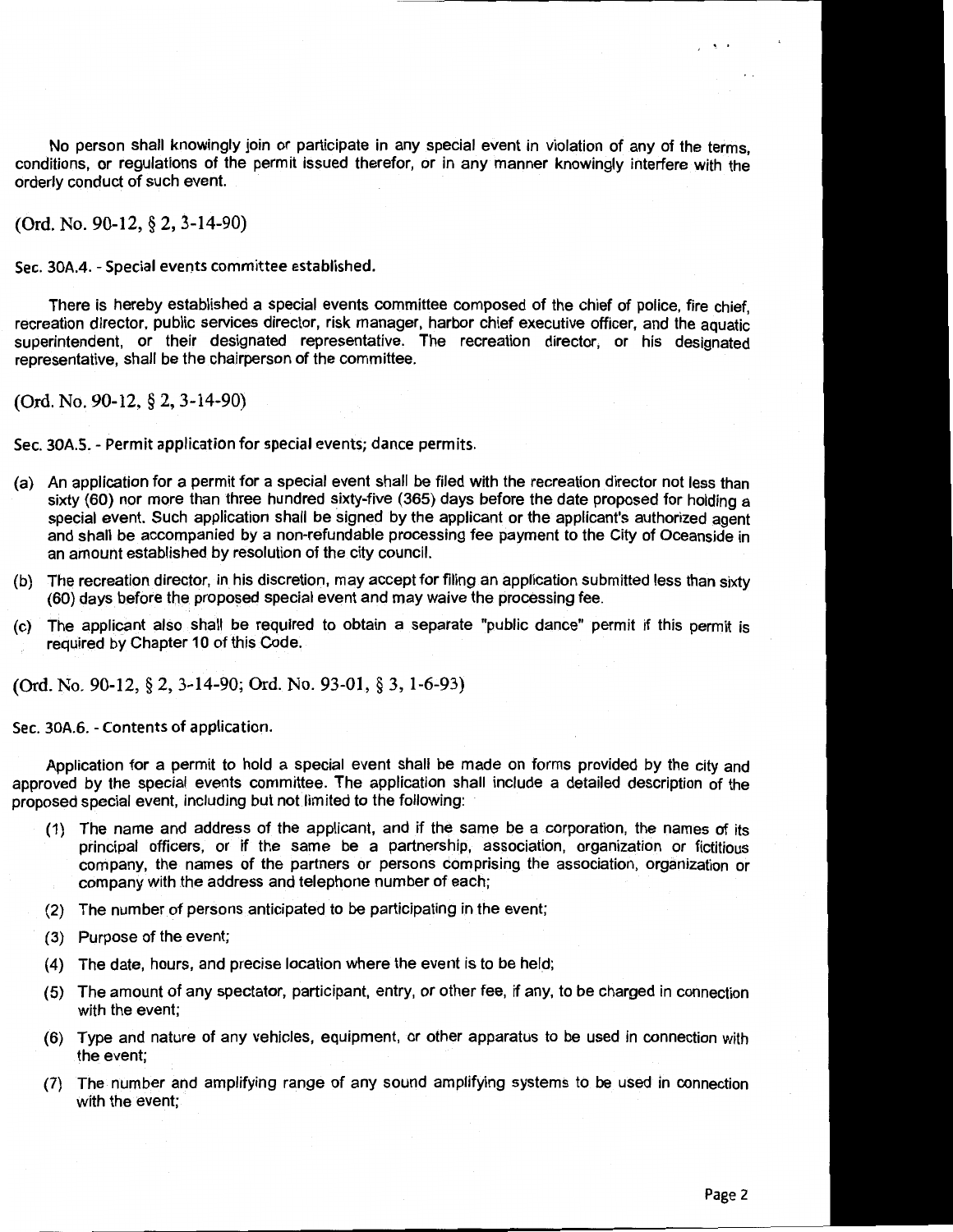No person shall knowingly join or participate in any special event in violation of any of the terms, conditions, or regulations of the permit issued therefor, or in any manner knowingly interfere with the orderly conduct of such event.

(Ord. No. 90-12, § 2, 3-14-90)

Sec. 30A.4. - Special events committee established.

There is hereby established a special events committee composed of the chief of police, fire chief, recreation director, public services director, risk manager, harbor chief executive officer, and the aquatic superintendent, or their designated representative. The recreation director, or his designated representative, shall be the chairperson of the committee.

(Ord. No. 90-12, § 2, 3-14-90)

Sec. 30A.5. - Permit application for special events; dance permits.

(a) An application for a permit for a special event shall be filed with the recreation director not less than sixty (60) nor more than three hundred sixty-five (365) days before the date proposed for holding a special event. Such application shall be signed by the applicant or the applicant's authorized agent and shall be accompanied by a non-refundable processing fee payment to the City of Oceanside in an amount established by resolution of the city council.

(b) The recreation director, in his discretion, may accept for filing an application submitted less than sixty (60) days before the proposed special event and may waive the processing fee.

(c) The applicant also shall be required to obtain a separate "public dance" permit if this permit is required by Chapter 10 of this Code.

(Ord. No. 90-12, § 2, 3-14-90; Ord. No. 93-01, § 3, 1-6-93)

Sec. 30A.6. - Contents of application.

Application for a permit to hold a special event shall be made on forms provided by the city and approved by the special events committee. The application shall include a detailed description of the proposed special event, including but not limited to the following:

(1) The name and address of the applicant, and if the same be a corporation, the names of its principal officers, or if the same be a partnership, association, organization or fictitious company, the names of the partners or persons comprising the association, organization or company with the address and telephone number of each;

(2) The number of persons anticipated to be participating in the event;

(3) Purpose of the event;

(4) The date, hours, and precise location where the event is to be held;

(5) The amount of any spectator, participant, entry, or other fee, if any, to be charged in connection with the event;

(6) Type and nature of any vehicles, equipment, or other apparatus to be used in connection with the event;

(7) The number and amplifying range of any sound amplifying systems to be used in connection with the event;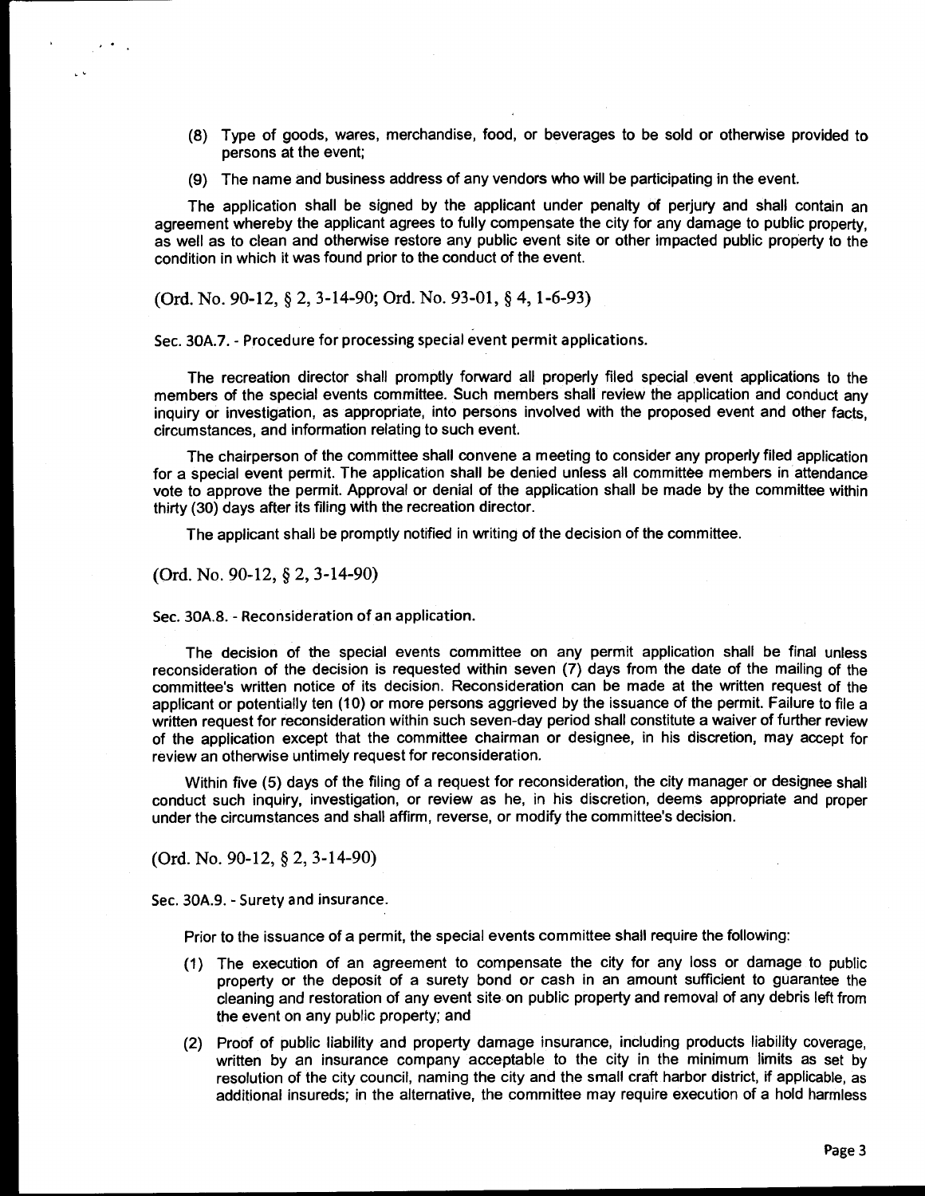(8) Type of goods, wares, merchandise, food, or beverages to be sold or otherwise provided to persons at the event;

(9) The name and business address of any vendors who will be participating in the event.

The application shall be signed by the applicant under penalty of perjury and shall contain an agreement whereby the applicant agrees to fully compensate the city for any damage to public property, as well as to clean and otherwise restore any public event site or other impacted public property to the condition in which it was found prior to the conduct of the event.

(Ord. No. 90-12, § 2, 3-14-90; Ord. No. 93-01, § 4, 1-6-93)

Sec. 30A.7. - Procedure for processing special event permit applications.

The recreation director shall promptly forward all properly filed special event applications to the members of the special events committee. Such members shall review the application and conduct any inquiry or investigation, as appropriate, into persons involved with the proposed event and other facts, circumstances, and information relating to such event.

The chairperson of the committee shall convene a meeting to consider any properly filed application for a special event permit. The application shall be denied unless all committee members in attendance vote to approve the permit. Approval or denial of the application shall be made by the committee within thirty (30) days after its filing with the recreation director.

The applicant shall be promptly notified in writing of the decision of the committee.

(Ord. No. 90-12, § 2, 3-14-90)

Sec. 30A.8. - Reconsideration of an application.

The decision of the special events committee on any permit application shall be final unless reconsideration of the decision is requested within seven (7) days from the date of the mailing of the committee's written notice of its decision. Reconsideration can be made at the written request of the applicant or potentially ten (10) or more persons aggrieved by the issuance of the permit. Failure to file a written request for reconsideration within such seven-day period shall constitute a waiver of further review of the application except that the committee chairman or designee, in his discretion, may accept for review an otherwise untimely request for reconsideration.

Within five (5) days of the filing of a request for reconsideration, the city manager or designee shall conduct such inquiry, investigation, or review as he, in his discretion, deems appropriate and proper under the circumstances and shall affirm, reverse, or modify the committee's decision.

(Ord. No. 90-12, § 2, 3-14-90)

Sec. 30A.9. - Surety and insurance.

Prior to the issuance of a permit, the special events committee shall require the following:

(1) The execution of an agreement to compensate the city for any loss or damage to public property or the deposit of a surety bond or cash in an amount sufficient to guarantee the cleaning and restoration of any event site on public property and removal of any debris left from the event on any public property; and

(2) Proof of public liability and property damage insurance, including products liability coverage, written by an insurance company acceptable to the city in the minimum limits as set by resolution of the city council, naming the city and the small craft harbor district, if applicable, as additional insureds; in the alternative, the committee may require execution of a hold harmless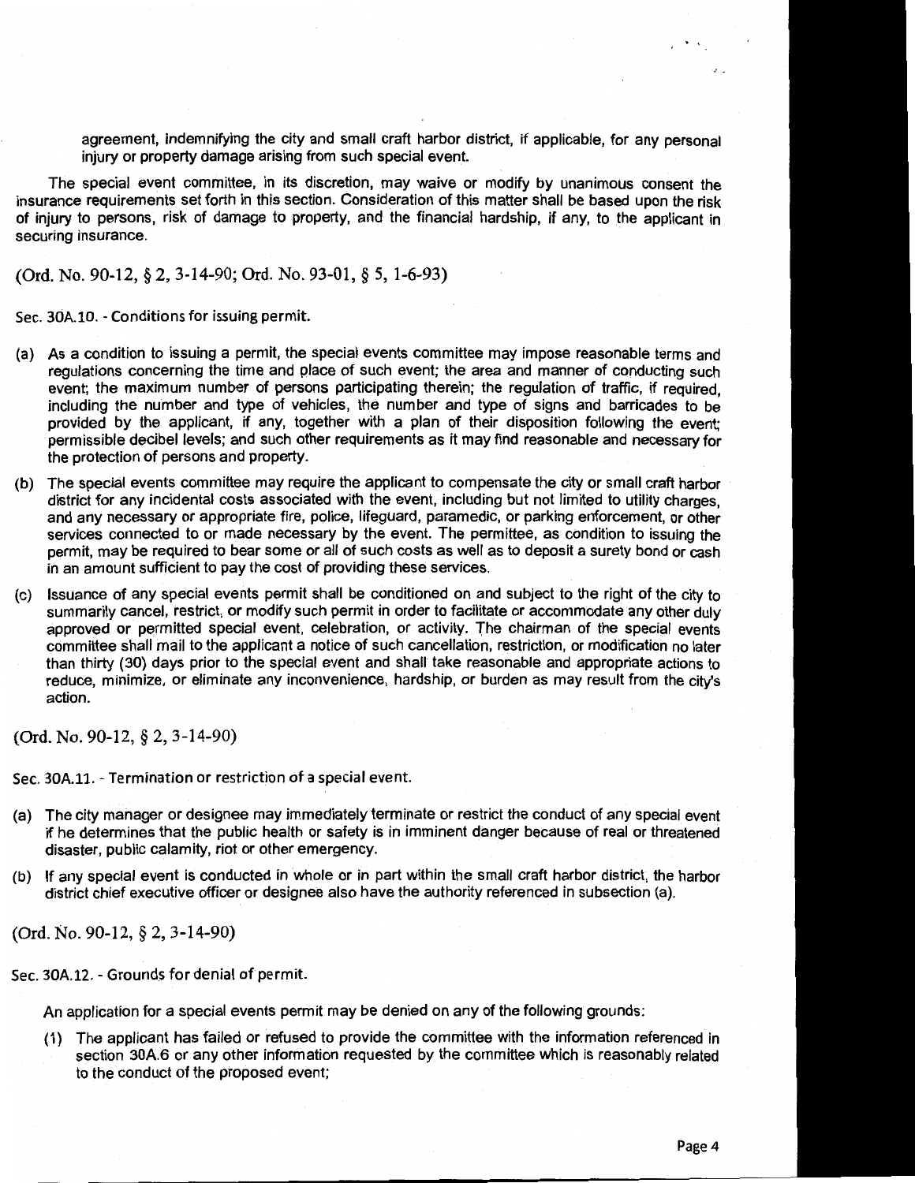agreement, indemnifying the city and small craft harbor district, if applicable, for any personal injury or property damage arising from such special event.

The special event committee, in its discretion, may waive or modify by unanimous consent the insurance requirements set forth in this section. Consideration of this matter shall be based upon the risk of injury to persons, risk of damage to property, and the financial hardship, if any, to the applicant in securing insurance.

(Ord. No. 90-12, § 2, 3-14-90; Ord. No. 93-01, § 5, 1-6-93)

Sec. 30A.10. - Conditions for issuing permit.

(a) As a condition to issuing a permit, the special events committee may impose reasonable terms and regulations concerning the time and place of such event; the area and manner of conducting such event; the maximum number of persons participating therein; the regulation of traffic, if required, including the number and type of vehicles, the number and type of signs and barricades to be provided by the applicant, if any, together with a plan of their disposition following the event; permissible decibel levels; and such other requirements as it may find reasonable and necessary for the protection of persons and property.

(b) The special events committee may require the applicant to compensate the city or small craft harbor district for any incidental costs associated with the event, including but not limited to utility charges, and any necessary or appropriate fire, police, lifeguard, paramedic, or parking enforcement, or other services connected to or made necessary by the event. The permittee, as condition to issuing the permit, may be required to bear some or all of such costs as well as to deposit a surety bond or cash in an amount sufficient to pay the cost of providing these services.

(c) Issuance of any special events permit shall be conditioned on and subject to the right of the city to summarily cancel, restrict, or modify such permit in order to facilitate or accommodate any other duly approved or permitted special event, celebration, or activity. The chairman of the special events committee shall mail to the applicant a notice of such cancellation, restriction, or modification no later than thirty (30) days prior to the special event and shall take reasonable and appropriate actions to reduce, minimize, or eliminate any inconvenience, hardship, or burden as may result from the city's action.

(Ord. No. 90-12, § 2, 3-14-90)

Sec. 30A.11. - Termination or restriction of a special event.

(a) The city manager or designee may immediately terminate or restrict the conduct of any special event if he determines that the public health or safety is in imminent danger because of real or threatened disaster, public calamity, riot or other emergency.

(b) If any special event is conducted in whole or in part within the small craft harbor district, the harbor district chief executive officer or designee also have the authority referenced in subsection (a).

(Ord. No. 90-12, § 2, 3-14-90)

Sec. 30A.12. - Grounds for denial of permit.

An application for a special events permit may be denied on any of the following grounds:

(1) The applicant has failed or refused to provide the committee with the information referenced in section 30A.6 or any other information requested by the committee which is reasonably related to the conduct of the proposed event;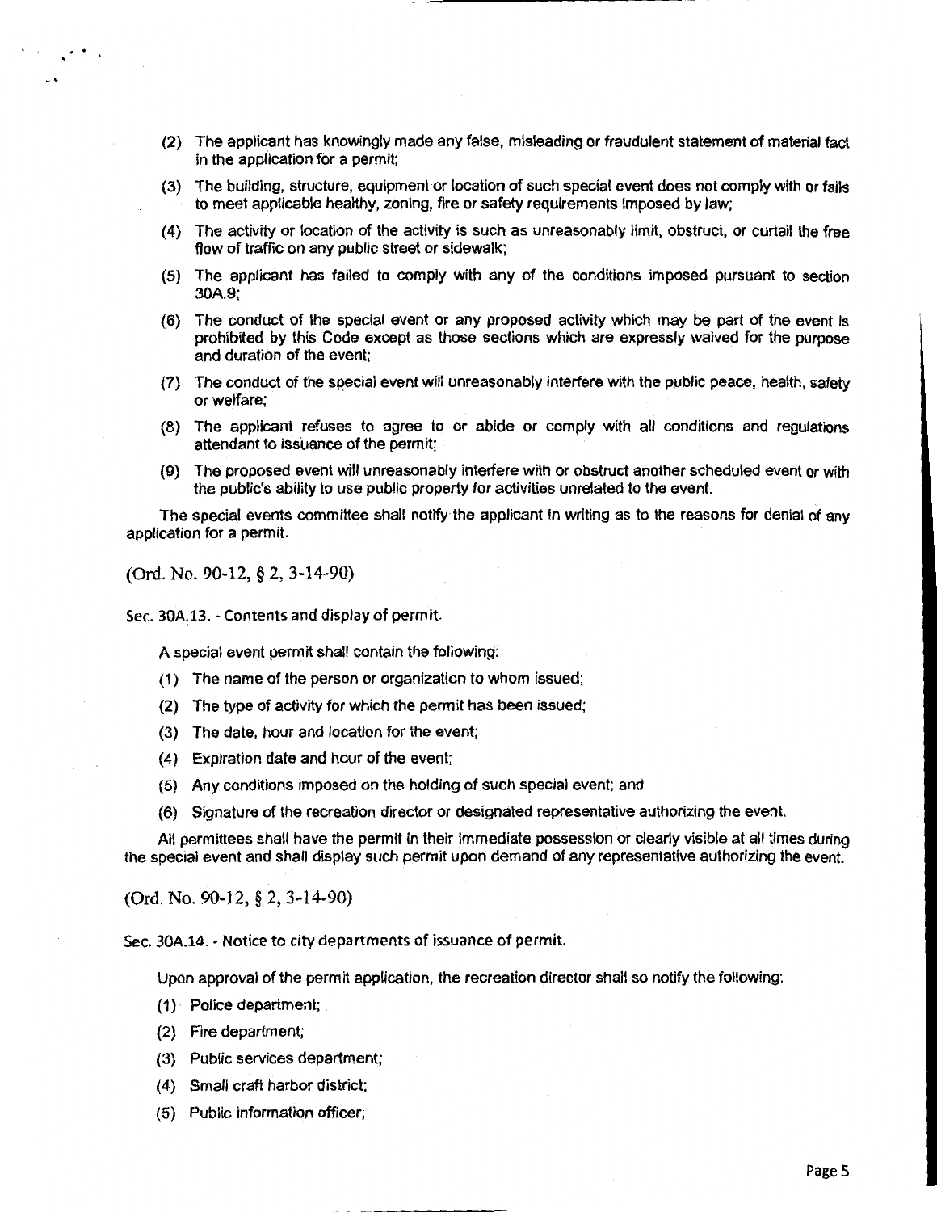(2) The applicant has knowingly made any false, misleading or fraudulent statement of material fact in the application for a permit;

(3) The building, structure, equipment or location of such special event does not comply with or fails to meet applicable healthy, zoning, fire or safety requirements imposed by law;

(4) The activity or location of the activity is such as unreasonably limit, obstruct, or curtail the free flow of traffic on any public street or sidewalk;

(5) The applicant has failed to comply with any of the conditions imposed pursuant to section 30A.9;

(6) The conduct of the special event or any proposed activity which may be part of the event is prohibited by this Code except as those sections which are expressly waived for the purpose and duration of the event;

(7) The conduct of the special event will unreasonably interfere with the public peace, health, safety or welfare;

(8) The applicant refuses to agree to or abide or comply with all conditions and regulations attendant to issuance of the permit;

(9) The proposed event will unreasonably interfere with or obstruct another scheduled event or with the public's ability to use public property for activities unrelated to the event.

The special events committee shall notify the applicant in writing as to the reasons for denial of any application for a permit.

(Ord. No. 90-12, § 2, 3-14-90)

Sec. 30A.13. - Contents and display of permit.

A special event permit shall contain the following:

(1) The name of the person or organization to whom issued;

(2) The type of activity for which the permit has been issued;

(3) The date, hour and location for the event;

(4) Expiration date and hour of the event;

(5) Any conditions imposed on the holding of such special event; and

(6) Signature of the recreation director or designated representative authorizing the event.

All permittees shall have the permit in their immediate possession or clearly visible at all times during the special event and shall display such permit upon demand of any representative authorizing the event.

(Ord. No. 90-12, § 2, 3-14-90)

Sec. 30A.14. - Notice to city departments of issuance of permit.

Upon approval of the permit application, the recreation director shall so notify the following:

(1) Police department;

(2) Fire department;

(3) Public services department;

(4) Small craft harbor district;

(5) Public information officer;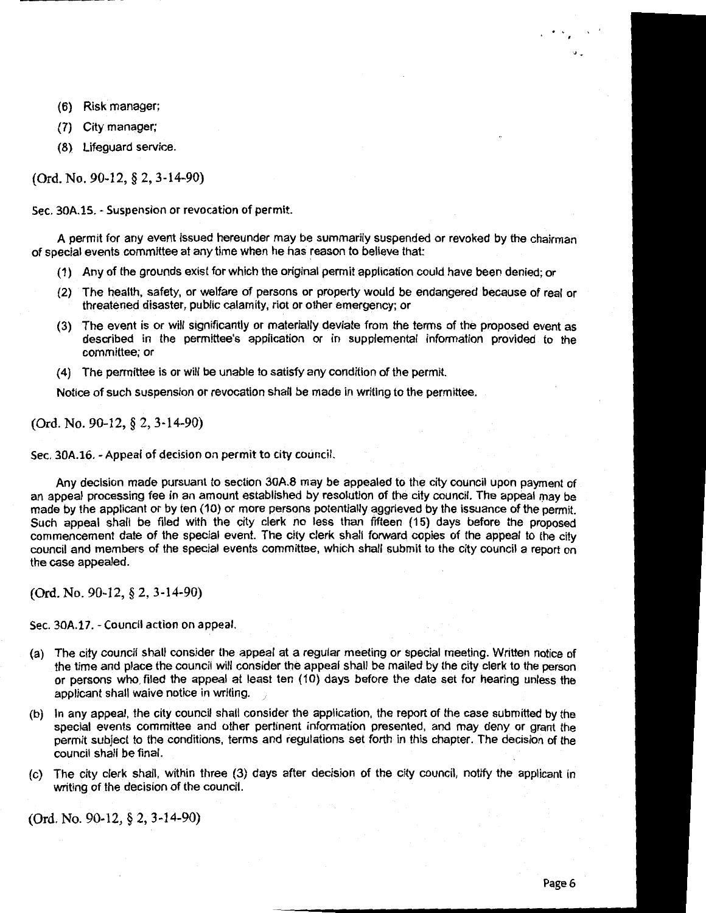(6) Risk manager;

(7) City manager;

(8) Lifeguard service.

(Ord. No. 90-12, § 2, 3-14-90)

Sec. 30A.15. - Suspension or revocation of permit.

A permit for any event issued hereunder may be summarily suspended or revoked by the chairman of special events committee at any time when he has reason to believe that:

(1) Any of the grounds exist for which the original permit application could have been denied; or

(2) The health, safety, or welfare of persons or property would be endangered because of real or threatened disaster, public calamity, riot or other emergency; or

(3) The event is or will significantly or materially deviate from the terms of the proposed event as described in the permittee's application or in supplemental information provided to the committee; or

(4) The permittee is or will be unable to satisfy any condition of the permit.

Notice of such suspension or revocation shall be made in writing to the permittee.

(Ord. No. 90-12, § 2, 3-14-90)

Sec. 30A.16. - Appeal of decision on permit to city council.

Any decision made pursuant to section 30A.8 may be appealed to the city council upon payment of an appeal processing fee in an amount established by resolution of the city council. The appeal may be made by the applicant or by ten (10) or more persons potentially aggrieved by the issuance of the permit. Such appeal shall be filed with the city clerk no less than fifteen (15) days before the proposed commencement date of the special event. The city clerk shall forward copies of the appeal to the city council and members of the special events committee, which shall submit to the city council a report on the case appealed.

(Ord. No. 90-12, § 2, 3-14-90)

Sec. 30A.17. - Council action on appeal.

(a) The city council shall consider the appeal at a regular meeting or special meeting. Written notice of the time and place the council will consider the appeal shall be mailed by the city clerk to the person or persons who filed the appeal at least ten (10) days before the date set for hearing unless the applicant shall waive notice in writing.

(b) In any appeal, the city council shall consider the application, the report of the case submitted by the special events committee and other pertinent information presented, and may deny or grant the permit subject to the conditions, terms and regulations set forth in this chapter. The decision of the council shall be final.

(c) The city clerk shall, within three (3) days after decision of the city council, notify the applicant in writing of the decision of the council.

(Ord. No. 90-12, § 2, 3-14-90)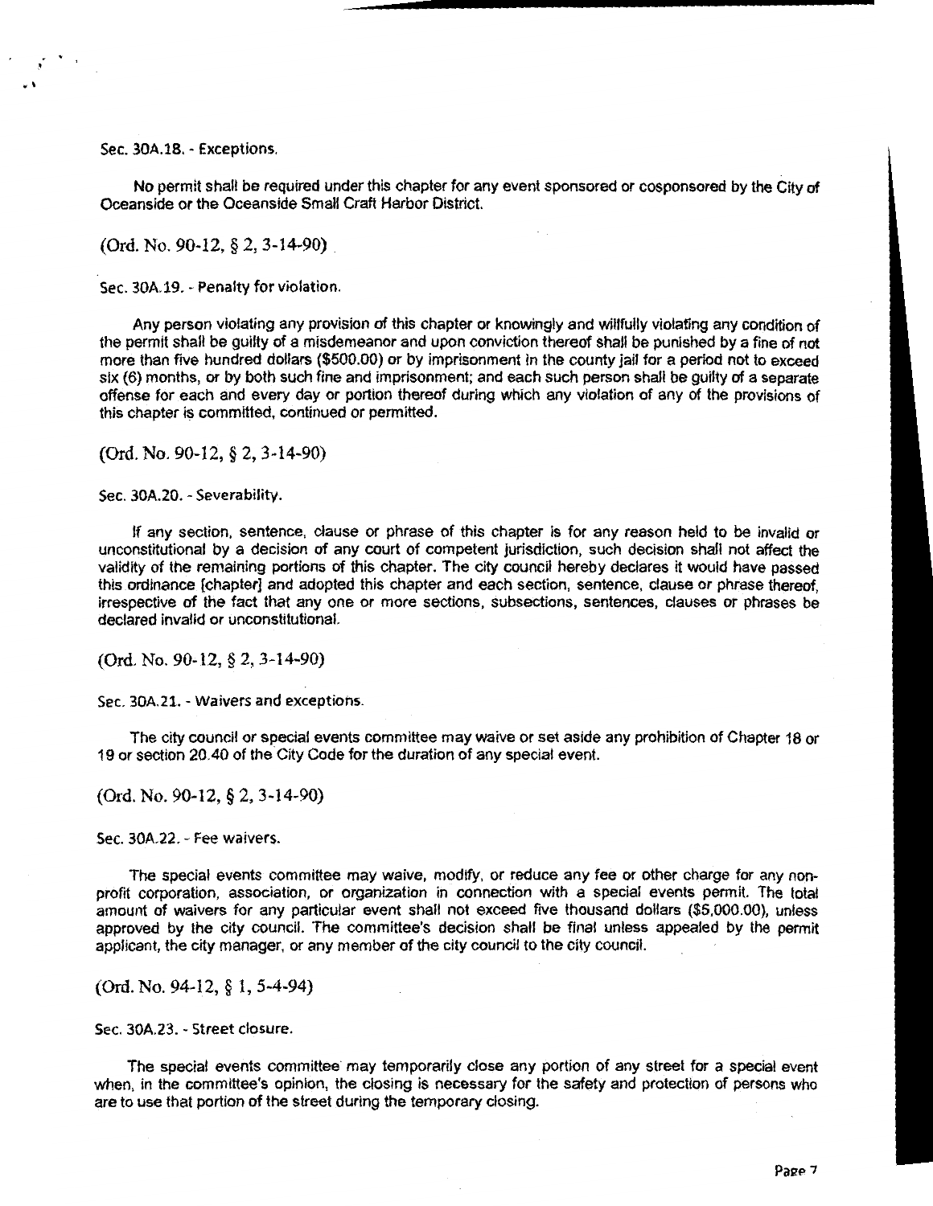Sec. 30A.18. - Exceptions.

No permit shall be required under this chapter for any event sponsored or cosponsored by the City of Oceanside or the Oceanside Small Craft Harbor District.

(Ord. No. 90-12, § 2, 3-14-90)

Sec. 30A.19. - Penalty for violation.

Any person violating any provision of this chapter or knowingly and willfully violating any condition of the permit shall be guilty of a misdemeanor and upon conviction thereof shall be punished by a fine of not more than five hundred dollars ($500.00) or by imprisonment in the county jail for a period not to exceed six (6) months, or by both such fine and imprisonment; and each such person shall be guilty of a separate offense for each and every day or portion thereof during which any violation of any of the provisions of this chapter is committed, continued or permitted.

(Ord. No. 90-12, § 2, 3-14-90)

Sec. 30A.20. - Severability.

If any section, sentence, clause or phrase of this chapter is for any reason held to be invalid or unconstitutional by a decision of any court of competent jurisdiction, such decision shall not affect the validity of the remaining portions of this chapter. The city council hereby declares it would have passed this ordinance [chapter] and adopted this chapter and each section, sentence, clause or phrase thereof, irrespective of the fact that any one or more sections, subsections, sentences, clauses or phrases be declared invalid or unconstitutional.

(Ord. No. 90-12, § 2, 3-14-90)

Sec. 30A.21. - Waivers and exceptions.

The city council or special events committee may waive or set aside any prohibition of Chapter 18 or 19 or section 20.40 of the City Code for the duration of any special event.

(Ord. No. 90-12, § 2, 3-14-90)

Sec. 30A.22. - Fee waivers.

The special events committee may waive, modify, or reduce any fee or other charge for any non-profit corporation, association, or organization in connection with a special events permit. The total amount of waivers for any particular event shall not exceed five thousand dollars ($5,000.00), unless approved by the city council. The committee's decision shall be final unless appealed by the permit applicant, the city manager, or any member of the city council to the city council.

(Ord. No. 94-12, § 1, 5-4-94)

Sec. 30A.23. - Street closure.

The special events committee may temporarily close any portion of any street for a special event when, in the committee's opinion, the closing is necessary for the safety and protection of persons who are to use that portion of the street during the temporary closing.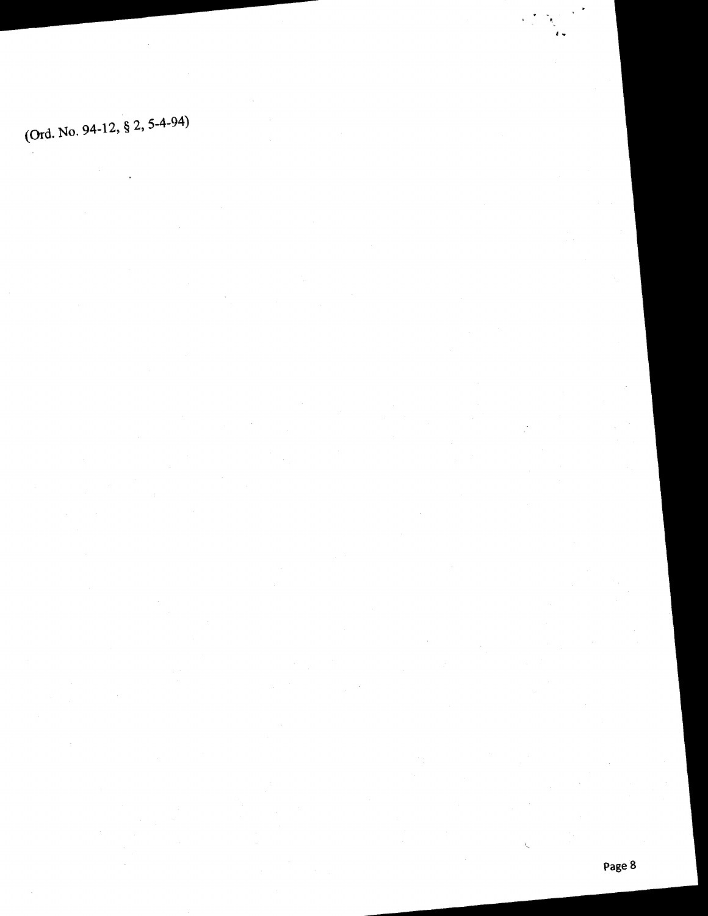(Ord. No. 94-12, § 2, 5-4-94)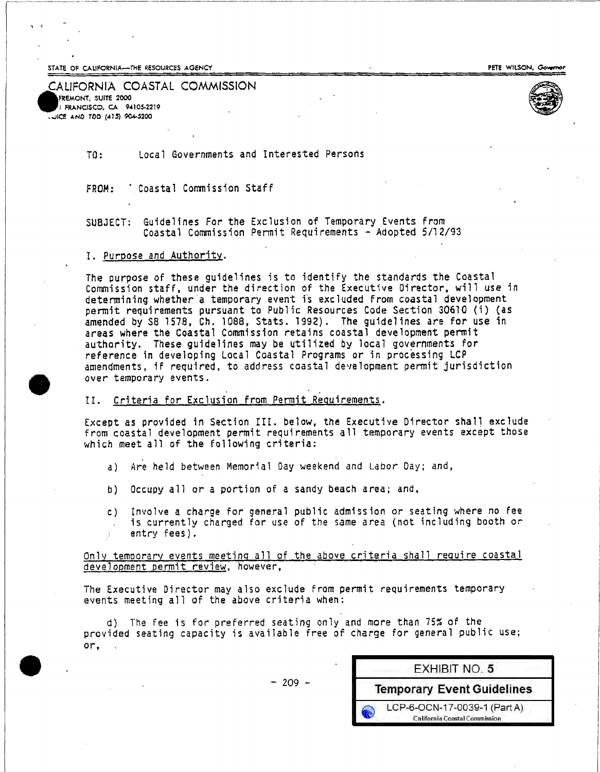STATE OF CALIFORNIA—THE RESOURCES AGENCY

PETE WILSON, Governor

CALIFORNIA COASTAL COMMISSION
FREMONT, SUITE 2000
FRANCISCO, CA 94105-2219
VOICE AND TDD (415) 904-5200

TO: Local Governments and Interested Persons

FROM: Coastal Commission Staff

SUBJECT: Guidelines For the Exclusion of Temporary Events from Coastal Commission Permit Requirements - Adopted 5/12/93

I. Purpose and Authority.

The purpose of these guidelines is to identify the standards the Coastal Commission staff, under the direction of the Executive Director, will use in determining whether a temporary event is excluded from coastal development permit requirements pursuant to Public Resources Code Section 30610 (i) (as amended by SB 1578, Ch. 1088, Stats. 1992). The guidelines are for use in areas where the Coastal Commission retains coastal development permit authority. These guidelines may be utilized by local governments for reference in developing Local Coastal Programs or in processing LCP amendments, if required, to address coastal development permit jurisdiction over temporary events.

II. Criteria for Exclusion from Permit Requirements.

Except as provided in Section III. below, the Executive Director shall exclude from coastal development permit requirements all temporary events except those which meet all of the following criteria:

a) Are held between Memorial Day weekend and Labor Day; and,

b) Occupy all or a portion of a sandy beach area; and,

c) Involve a charge for general public admission or seating where no fee is currently charged for use of the same area (not including booth or entry fees).

Only temporary events meeting all of the above criteria shall require coastal development permit review, however,

The Executive Director may also exclude from permit requirements temporary events meeting all of the above criteria when:

d) The fee is for preferred seating only and more than 75% of the provided seating capacity is available free of charge for general public use; or,

EXHIBIT NO. 5
Temporary Event Guidelines
LCP-6-OCN-17-0039-1 (Part A)
California Coastal Commission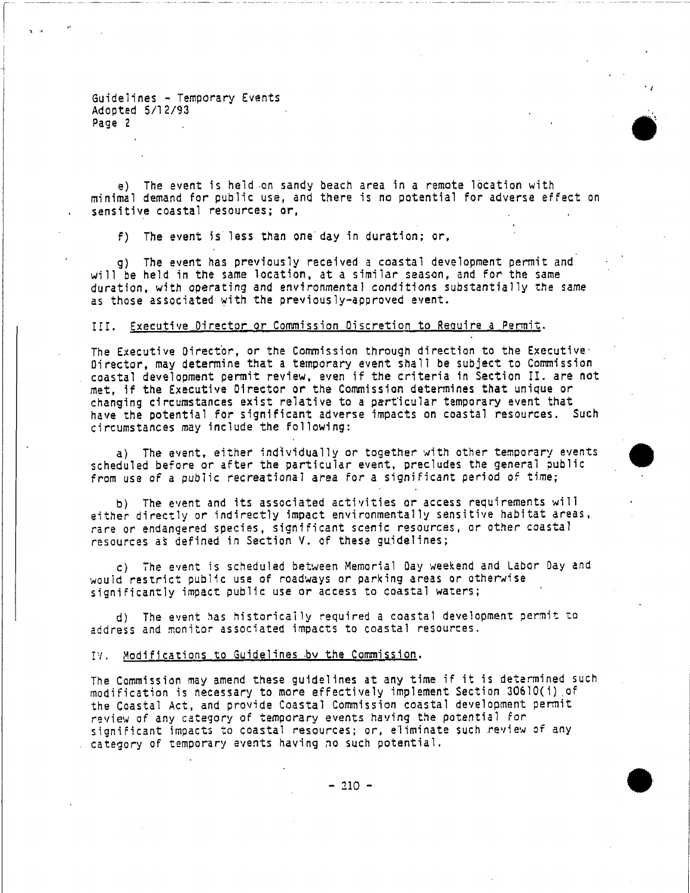e) The event is held on sandy beach area in a remote location with minimal demand for public use, and there is no potential for adverse effect on sensitive coastal resources; or,

f) The event is less than one day in duration; or,

g) The event has previously received a coastal development permit and will be held in the same location, at a similar season, and for the same duration, with operating and environmental conditions substantially the same as those associated with the previously-approved event.

## III. Executive Director or Commission Discretion to Require a Permit.

The Executive Director, or the Commission through direction to the Executive Director, may determine that a temporary event shall be subject to Commission coastal development permit review, even if the criteria in Section II. are not met, if the Executive Director or the Commission determines that unique or changing circumstances exist relative to a particular temporary event that have the potential for significant adverse impacts on coastal resources. Such circumstances may include the following:

a) The event, either individually or together with other temporary events scheduled before or after the particular event, precludes the general public from use of a public recreational area for a significant period of time;

b) The event and its associated activities or access requirements will either directly or indirectly impact environmentally sensitive habitat areas, rare or endangered species, significant scenic resources, or other coastal resources as defined in Section V. of these guidelines;

c) The event is scheduled between Memorial Day weekend and Labor Day and would restrict public use of roadways or parking areas or otherwise significantly impact public use or access to coastal waters;

d) The event has historically required a coastal development permit to address and monitor associated impacts to coastal resources.

## IV. Modifications to Guidelines by the Commission.

The Commission may amend these guidelines at any time if it is determined such modification is necessary to more effectively implement Section 30610(i) of the Coastal Act, and provide Coastal Commission coastal development permit review of any category of temporary events having the potential for significant impacts to coastal resources; or, eliminate such review of any category of temporary events having no such potential.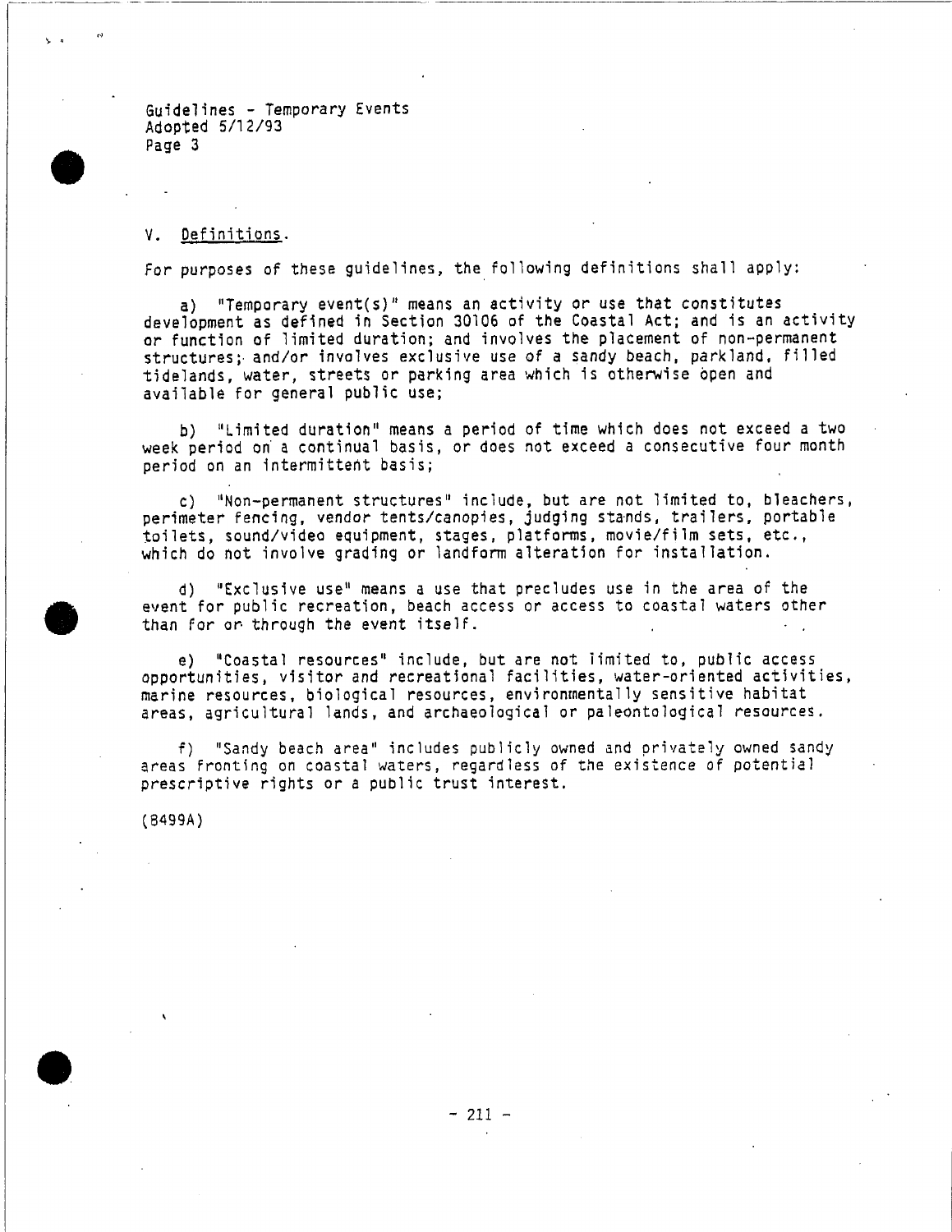Guidelines - Temporary Events
Adopted 5/12/93
Page 3

V. Definitions.

For purposes of these guidelines, the following definitions shall apply:

a) "Temporary event(s)" means an activity or use that constitutes development as defined in Section 30106 of the Coastal Act; and is an activity or function of limited duration; and involves the placement of non-permanent structures; and/or involves exclusive use of a sandy beach, parkland, filled tidelands, water, streets or parking area which is otherwise open and available for general public use;

b) "Limited duration" means a period of time which does not exceed a two week period on a continual basis, or does not exceed a consecutive four month period on an intermittent basis;

c) "Non-permanent structures" include, but are not limited to, bleachers, perimeter fencing, vendor tents/canopies, judging stands, trailers, portable toilets, sound/video equipment, stages, platforms, movie/film sets, etc., which do not involve grading or landform alteration for installation.

d) "Exclusive use" means a use that precludes use in the area of the event for public recreation, beach access or access to coastal waters other than for or through the event itself.

e) "Coastal resources" include, but are not limited to, public access opportunities, visitor and recreational facilities, water-oriented activities, marine resources, biological resources, environmentally sensitive habitat areas, agricultural lands, and archaeological or paleontological resources.

f) "Sandy beach area" includes publicly owned and privately owned sandy areas fronting on coastal waters, regardless of the existence of potential prescriptive rights or a public trust interest.

(8499A)